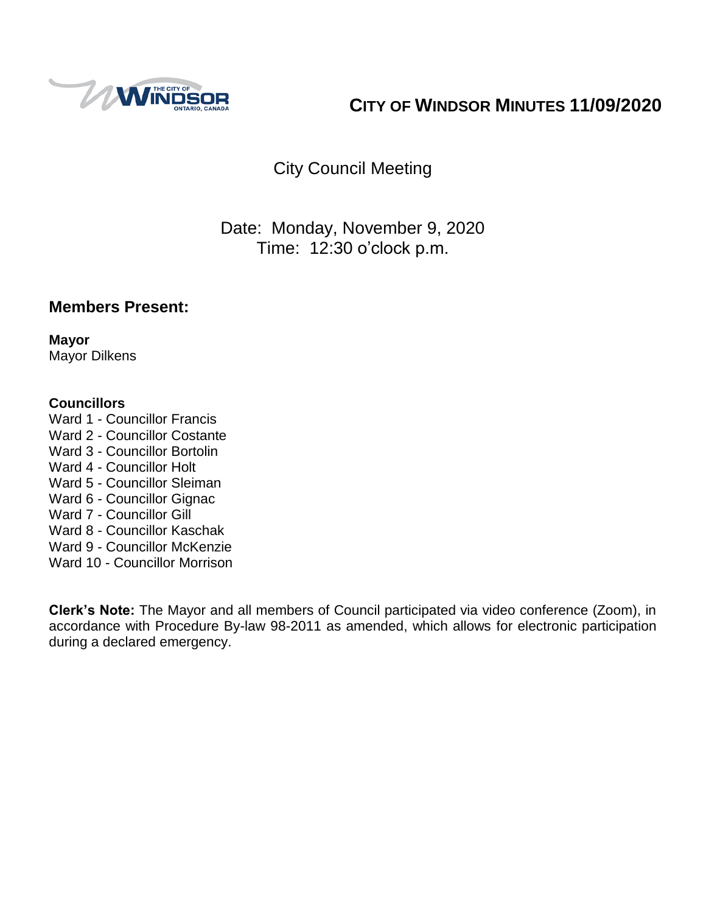# CITY OF WINDSOR MINUTES 11/09/2020

## City Council Meeting

Date: Monday, November 9, 2020
Time: 12:30 o'clock p.m.

## Members Present:

**Mayor**
Mayor Dilkens

**Councillors**
Ward 1 - Councillor Francis
Ward 2 - Councillor Costante
Ward 3 - Councillor Bortolin
Ward 4 - Councillor Holt
Ward 5 - Councillor Sleiman
Ward 6 - Councillor Gignac
Ward 7 - Councillor Gill
Ward 8 - Councillor Kaschak
Ward 9 - Councillor McKenzie
Ward 10 - Councillor Morrison

**Clerk's Note:** The Mayor and all members of Council participated via video conference (Zoom), in accordance with Procedure By-law 98-2011 as amended, which allows for electronic participation during a declared emergency.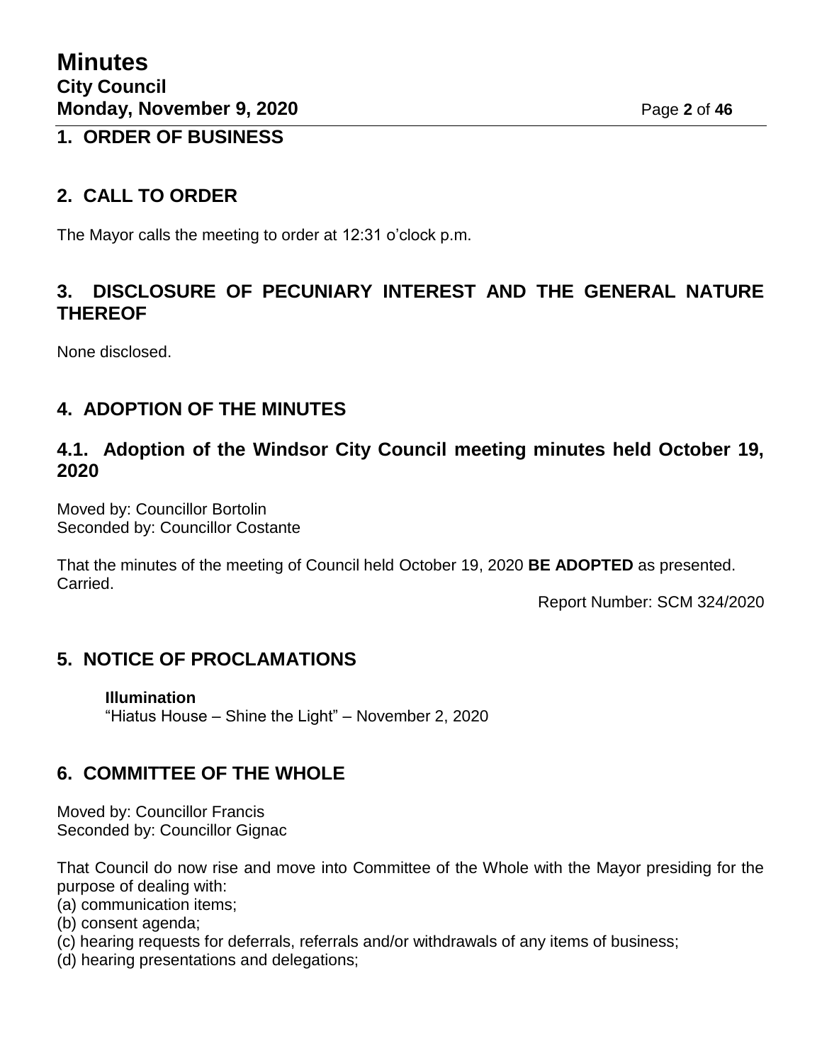## 1. ORDER OF BUSINESS

## 2. CALL TO ORDER

The Mayor calls the meeting to order at 12:31 o'clock p.m.

## 3. DISCLOSURE OF PECUNIARY INTEREST AND THE GENERAL NATURE THEREOF

None disclosed.

## 4. ADOPTION OF THE MINUTES

### 4.1. Adoption of the Windsor City Council meeting minutes held October 19, 2020

Moved by: Councillor Bortolin
Seconded by: Councillor Costante

That the minutes of the meeting of Council held October 19, 2020 **BE ADOPTED** as presented.
Carried.

Report Number: SCM 324/2020

## 5. NOTICE OF PROCLAMATIONS

**Illumination**
"Hiatus House – Shine the Light" – November 2, 2020

## 6. COMMITTEE OF THE WHOLE

Moved by: Councillor Francis
Seconded by: Councillor Gignac

That Council do now rise and move into Committee of the Whole with the Mayor presiding for the purpose of dealing with:
(a) communication items;
(b) consent agenda;
(c) hearing requests for deferrals, referrals and/or withdrawals of any items of business;
(d) hearing presentations and delegations;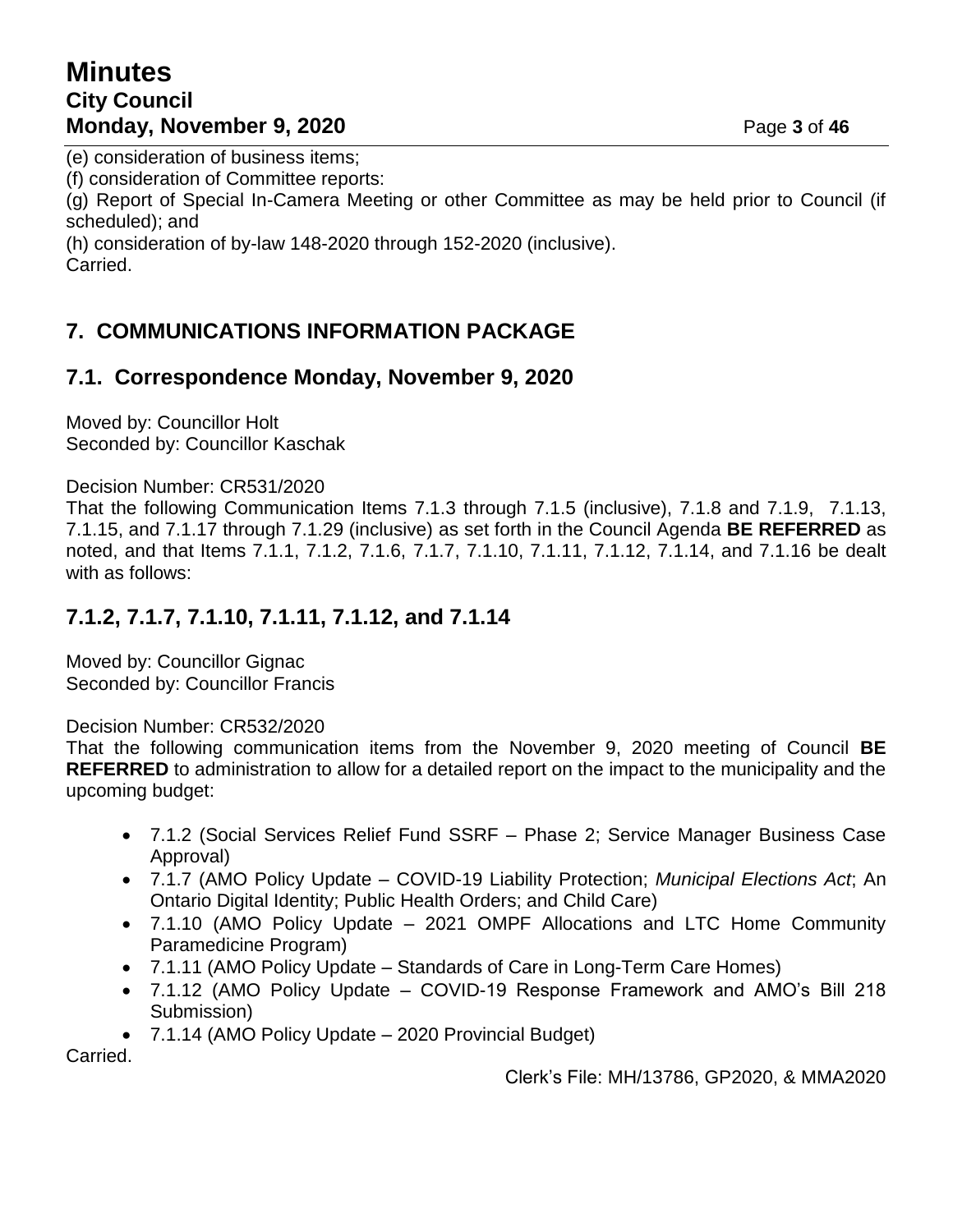(e) consideration of business items;
(f) consideration of Committee reports:
(g) Report of Special In-Camera Meeting or other Committee as may be held prior to Council (if scheduled); and
(h) consideration of by-law 148-2020 through 152-2020 (inclusive).
Carried.

## 7. COMMUNICATIONS INFORMATION PACKAGE

### 7.1. Correspondence Monday, November 9, 2020

Moved by: Councillor Holt
Seconded by: Councillor Kaschak

Decision Number: CR531/2020
That the following Communication Items 7.1.3 through 7.1.5 (inclusive), 7.1.8 and 7.1.9, 7.1.13, 7.1.15, and 7.1.17 through 7.1.29 (inclusive) as set forth in the Council Agenda **BE REFERRED** as noted, and that Items 7.1.1, 7.1.2, 7.1.6, 7.1.7, 7.1.10, 7.1.11, 7.1.12, 7.1.14, and 7.1.16 be dealt with as follows:

### 7.1.2, 7.1.7, 7.1.10, 7.1.11, 7.1.12, and 7.1.14

Moved by: Councillor Gignac
Seconded by: Councillor Francis

Decision Number: CR532/2020
That the following communication items from the November 9, 2020 meeting of Council **BE REFERRED** to administration to allow for a detailed report on the impact to the municipality and the upcoming budget:

- 7.1.2 (Social Services Relief Fund SSRF – Phase 2; Service Manager Business Case Approval)
- 7.1.7 (AMO Policy Update – COVID-19 Liability Protection; *Municipal Elections Act*; An Ontario Digital Identity; Public Health Orders; and Child Care)
- 7.1.10 (AMO Policy Update – 2021 OMPF Allocations and LTC Home Community Paramedicine Program)
- 7.1.11 (AMO Policy Update – Standards of Care in Long-Term Care Homes)
- 7.1.12 (AMO Policy Update – COVID-19 Response Framework and AMO's Bill 218 Submission)
- 7.1.14 (AMO Policy Update – 2020 Provincial Budget)

Carried.

Clerk's File: MH/13786, GP2020, & MMA2020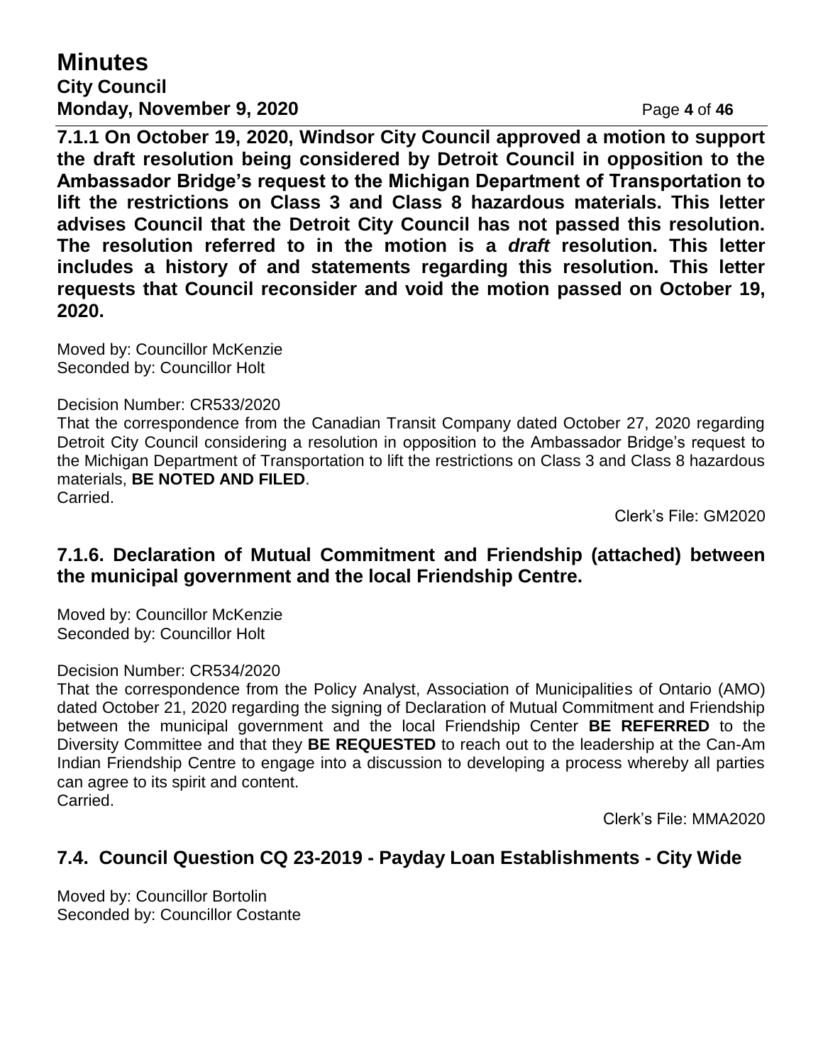**7.1.1 On October 19, 2020, Windsor City Council approved a motion to support the draft resolution being considered by Detroit Council in opposition to the Ambassador Bridge's request to the Michigan Department of Transportation to lift the restrictions on Class 3 and Class 8 hazardous materials. This letter advises Council that the Detroit City Council has not passed this resolution. The resolution referred to in the motion is a *draft* resolution. This letter includes a history of and statements regarding this resolution. This letter requests that Council reconsider and void the motion passed on October 19, 2020.**

Moved by: Councillor McKenzie
Seconded by: Councillor Holt

Decision Number: CR533/2020
That the correspondence from the Canadian Transit Company dated October 27, 2020 regarding Detroit City Council considering a resolution in opposition to the Ambassador Bridge's request to the Michigan Department of Transportation to lift the restrictions on Class 3 and Class 8 hazardous materials, **BE NOTED AND FILED**.
Carried.

Clerk's File: GM2020

## 7.1.6. Declaration of Mutual Commitment and Friendship (attached) between the municipal government and the local Friendship Centre.

Moved by: Councillor McKenzie
Seconded by: Councillor Holt

Decision Number: CR534/2020
That the correspondence from the Policy Analyst, Association of Municipalities of Ontario (AMO) dated October 21, 2020 regarding the signing of Declaration of Mutual Commitment and Friendship between the municipal government and the local Friendship Center **BE REFERRED** to the Diversity Committee and that they **BE REQUESTED** to reach out to the leadership at the Can-Am Indian Friendship Centre to engage into a discussion to developing a process whereby all parties can agree to its spirit and content.
Carried.

Clerk's File: MMA2020

## 7.4. Council Question CQ 23-2019 - Payday Loan Establishments - City Wide

Moved by: Councillor Bortolin
Seconded by: Councillor Costante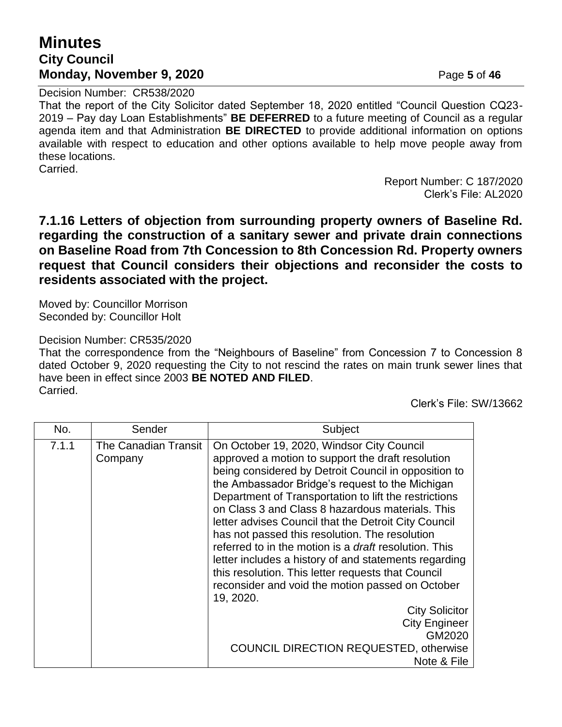Decision Number: CR538/2020

That the report of the City Solicitor dated September 18, 2020 entitled "Council Question CQ23-2019 – Pay day Loan Establishments" **BE DEFERRED** to a future meeting of Council as a regular agenda item and that Administration **BE DIRECTED** to provide additional information on options available with respect to education and other options available to help move people away from these locations.

Carried.

Report Number: C 187/2020
Clerk's File: AL2020

### 7.1.16 Letters of objection from surrounding property owners of Baseline Rd. regarding the construction of a sanitary sewer and private drain connections on Baseline Road from 7th Concession to 8th Concession Rd. Property owners request that Council considers their objections and reconsider the costs to residents associated with the project.

Moved by: Councillor Morrison
Seconded by: Councillor Holt

Decision Number: CR535/2020

That the correspondence from the "Neighbours of Baseline" from Concession 7 to Concession 8 dated October 9, 2020 requesting the City to not rescind the rates on main trunk sewer lines that have been in effect since 2003 **BE NOTED AND FILED**.

Carried.

Clerk's File: SW/13662

| No. | Sender | Subject |
|---|---|---|
| 7.1.1 | The Canadian Transit Company | On October 19, 2020, Windsor City Council approved a motion to support the draft resolution being considered by Detroit Council in opposition to the Ambassador Bridge's request to the Michigan Department of Transportation to lift the restrictions on Class 3 and Class 8 hazardous materials. This letter advises Council that the Detroit City Council has not passed this resolution. The resolution referred to in the motion is a *draft* resolution. This letter includes a history of and statements regarding this resolution. This letter requests that Council reconsider and void the motion passed on October 19, 2020. City Solicitor City Engineer GM2020 COUNCIL DIRECTION REQUESTED, otherwise Note & File |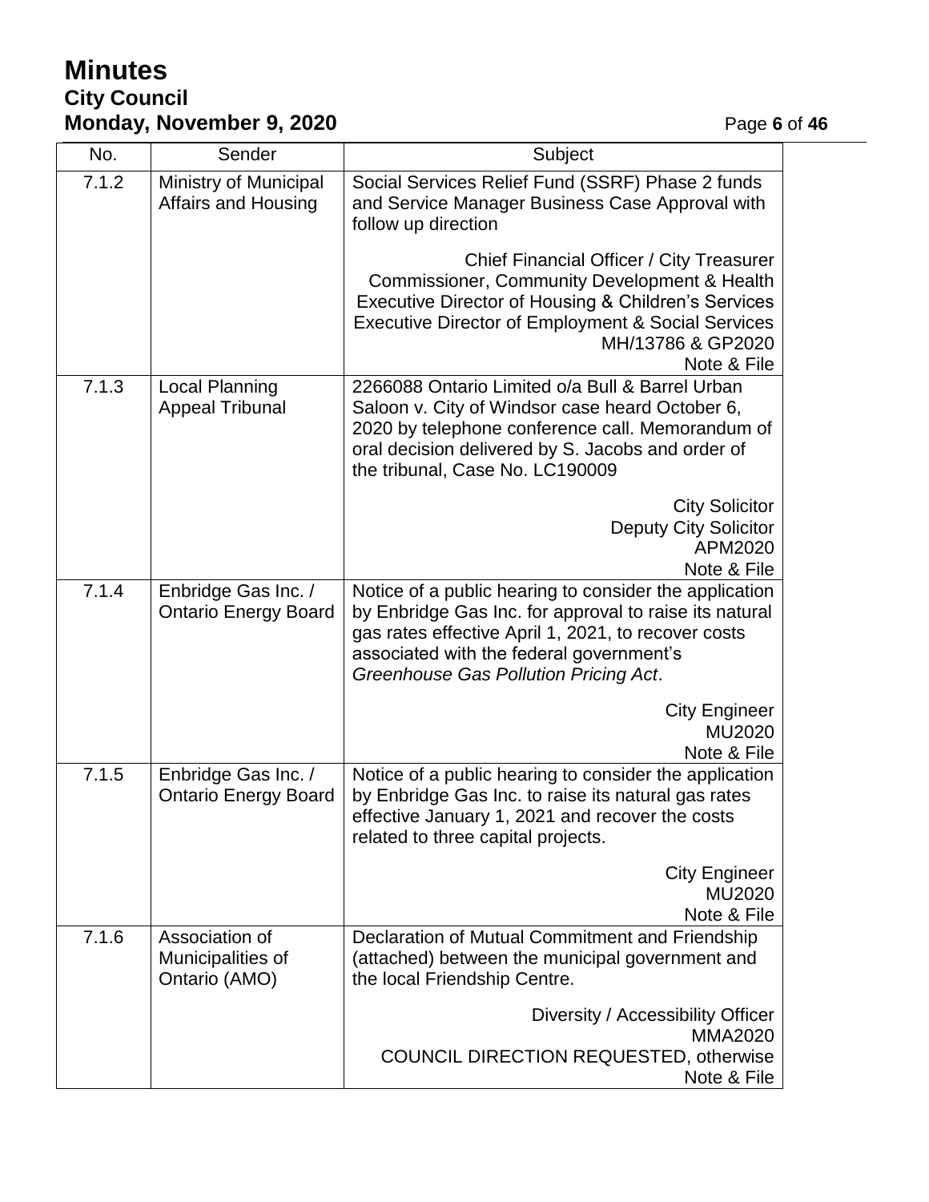| No. | Sender | Subject |
|---|---|---|
| 7.1.2 | Ministry of Municipal Affairs and Housing | Social Services Relief Fund (SSRF) Phase 2 funds and Service Manager Business Case Approval with follow up direction<br><br>Chief Financial Officer / City Treasurer<br>Commissioner, Community Development & Health<br>Executive Director of Housing & Children's Services<br>Executive Director of Employment & Social Services<br>MH/13786 & GP2020<br>Note & File |
| 7.1.3 | Local Planning Appeal Tribunal | 2266088 Ontario Limited o/a Bull & Barrel Urban Saloon v. City of Windsor case heard October 6, 2020 by telephone conference call. Memorandum of oral decision delivered by S. Jacobs and order of the tribunal, Case No. LC190009<br><br>City Solicitor<br>Deputy City Solicitor<br>APM2020<br>Note & File |
| 7.1.4 | Enbridge Gas Inc. / Ontario Energy Board | Notice of a public hearing to consider the application by Enbridge Gas Inc. for approval to raise its natural gas rates effective April 1, 2021, to recover costs associated with the federal government's *Greenhouse Gas Pollution Pricing Act*.<br><br>City Engineer<br>MU2020<br>Note & File |
| 7.1.5 | Enbridge Gas Inc. / Ontario Energy Board | Notice of a public hearing to consider the application by Enbridge Gas Inc. to raise its natural gas rates effective January 1, 2021 and recover the costs related to three capital projects.<br><br>City Engineer<br>MU2020<br>Note & File |
| 7.1.6 | Association of Municipalities of Ontario (AMO) | Declaration of Mutual Commitment and Friendship (attached) between the municipal government and the local Friendship Centre.<br><br>Diversity / Accessibility Officer<br>MMA2020<br>COUNCIL DIRECTION REQUESTED, otherwise<br>Note & File |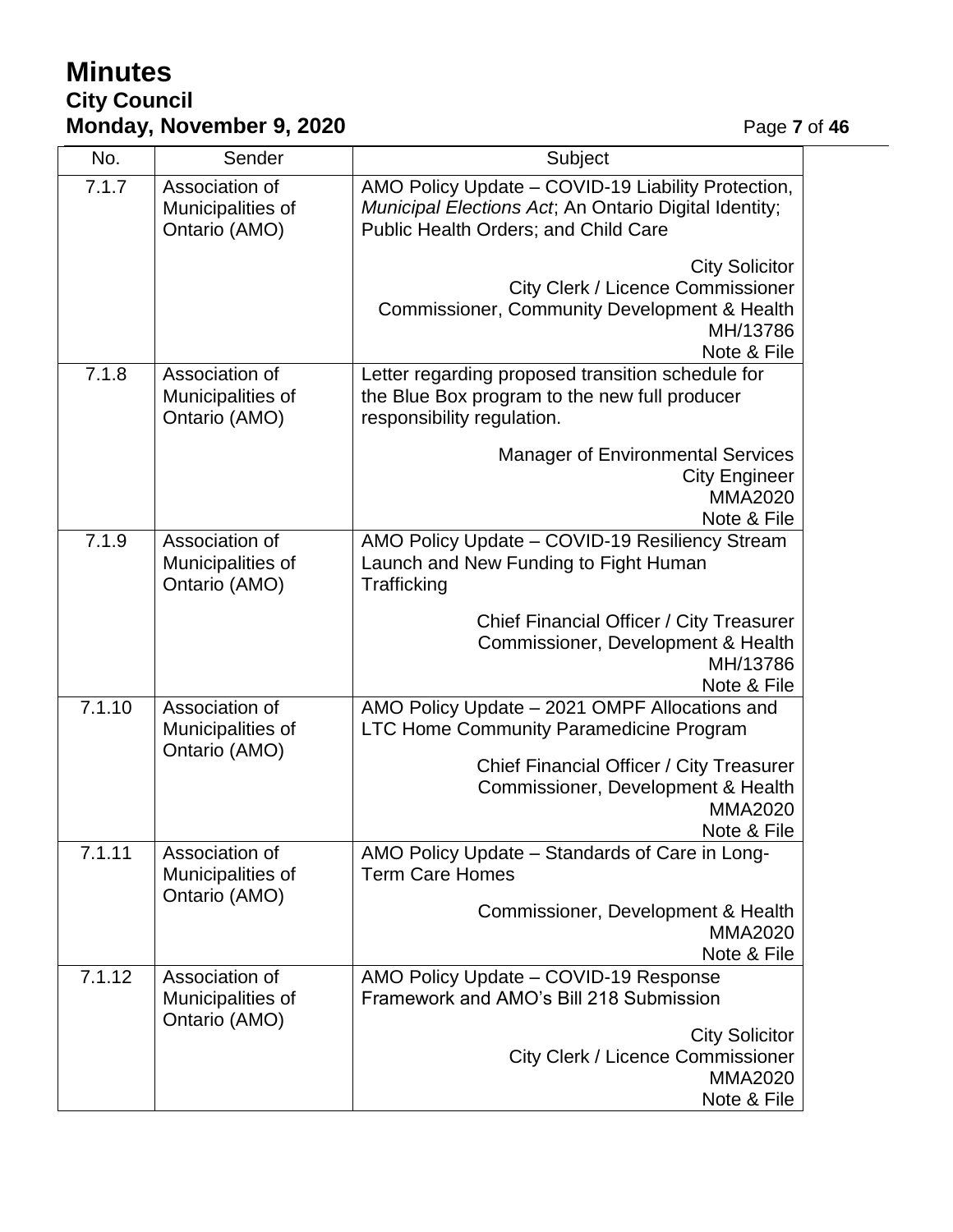| No. | Sender | Subject |
|---|---|---|
| 7.1.7 | Association of Municipalities of Ontario (AMO) | AMO Policy Update – COVID-19 Liability Protection, *Municipal Elections Act*; An Ontario Digital Identity; Public Health Orders; and Child Care<br><br>City Solicitor<br>City Clerk / Licence Commissioner<br>Commissioner, Community Development & Health<br>MH/13786<br>Note & File |
| 7.1.8 | Association of Municipalities of Ontario (AMO) | Letter regarding proposed transition schedule for the Blue Box program to the new full producer responsibility regulation.<br><br>Manager of Environmental Services<br>City Engineer<br>MMA2020<br>Note & File |
| 7.1.9 | Association of Municipalities of Ontario (AMO) | AMO Policy Update – COVID-19 Resiliency Stream Launch and New Funding to Fight Human Trafficking<br><br>Chief Financial Officer / City Treasurer<br>Commissioner, Development & Health<br>MH/13786<br>Note & File |
| 7.1.10 | Association of Municipalities of Ontario (AMO) | AMO Policy Update – 2021 OMPF Allocations and LTC Home Community Paramedicine Program<br><br>Chief Financial Officer / City Treasurer<br>Commissioner, Development & Health<br>MMA2020<br>Note & File |
| 7.1.11 | Association of Municipalities of Ontario (AMO) | AMO Policy Update – Standards of Care in Long-Term Care Homes<br><br>Commissioner, Development & Health<br>MMA2020<br>Note & File |
| 7.1.12 | Association of Municipalities of Ontario (AMO) | AMO Policy Update – COVID-19 Response Framework and AMO's Bill 218 Submission<br><br>City Solicitor<br>City Clerk / Licence Commissioner<br>MMA2020<br>Note & File |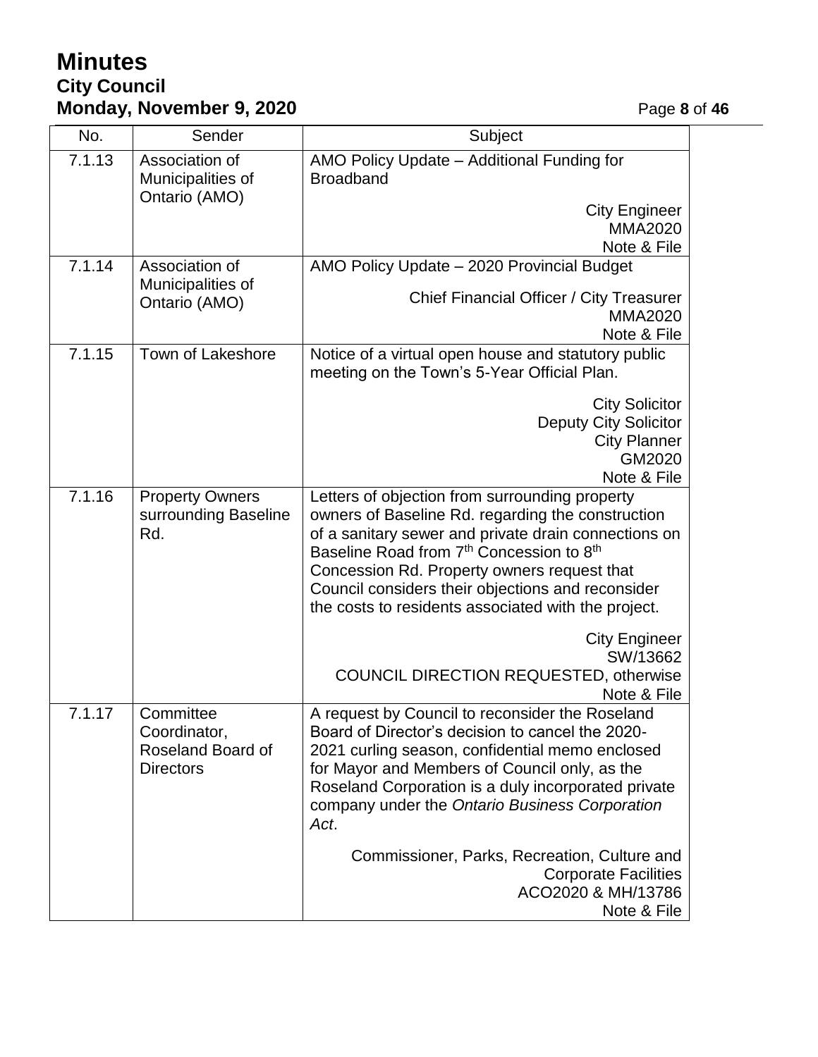| No. | Sender | Subject |
|---|---|---|
| 7.1.13 | Association of Municipalities of Ontario (AMO) | AMO Policy Update – Additional Funding for Broadband<br><br>City Engineer<br>MMA2020<br>Note & File |
| 7.1.14 | Association of Municipalities of Ontario (AMO) | AMO Policy Update – 2020 Provincial Budget<br><br>Chief Financial Officer / City Treasurer<br>MMA2020<br>Note & File |
| 7.1.15 | Town of Lakeshore | Notice of a virtual open house and statutory public meeting on the Town's 5-Year Official Plan.<br><br>City Solicitor<br>Deputy City Solicitor<br>City Planner<br>GM2020<br>Note & File |
| 7.1.16 | Property Owners surrounding Baseline Rd. | Letters of objection from surrounding property owners of Baseline Rd. regarding the construction of a sanitary sewer and private drain connections on Baseline Road from 7th Concession to 8th Concession Rd. Property owners request that Council considers their objections and reconsider the costs to residents associated with the project.<br><br>City Engineer<br>SW/13662<br>COUNCIL DIRECTION REQUESTED, otherwise<br>Note & File |
| 7.1.17 | Committee Coordinator, Roseland Board of Directors | A request by Council to reconsider the Roseland Board of Director's decision to cancel the 2020-2021 curling season, confidential memo enclosed for Mayor and Members of Council only, as the Roseland Corporation is a duly incorporated private company under the *Ontario Business Corporation Act*.<br><br>Commissioner, Parks, Recreation, Culture and Corporate Facilities<br>ACO2020 & MH/13786<br>Note & File |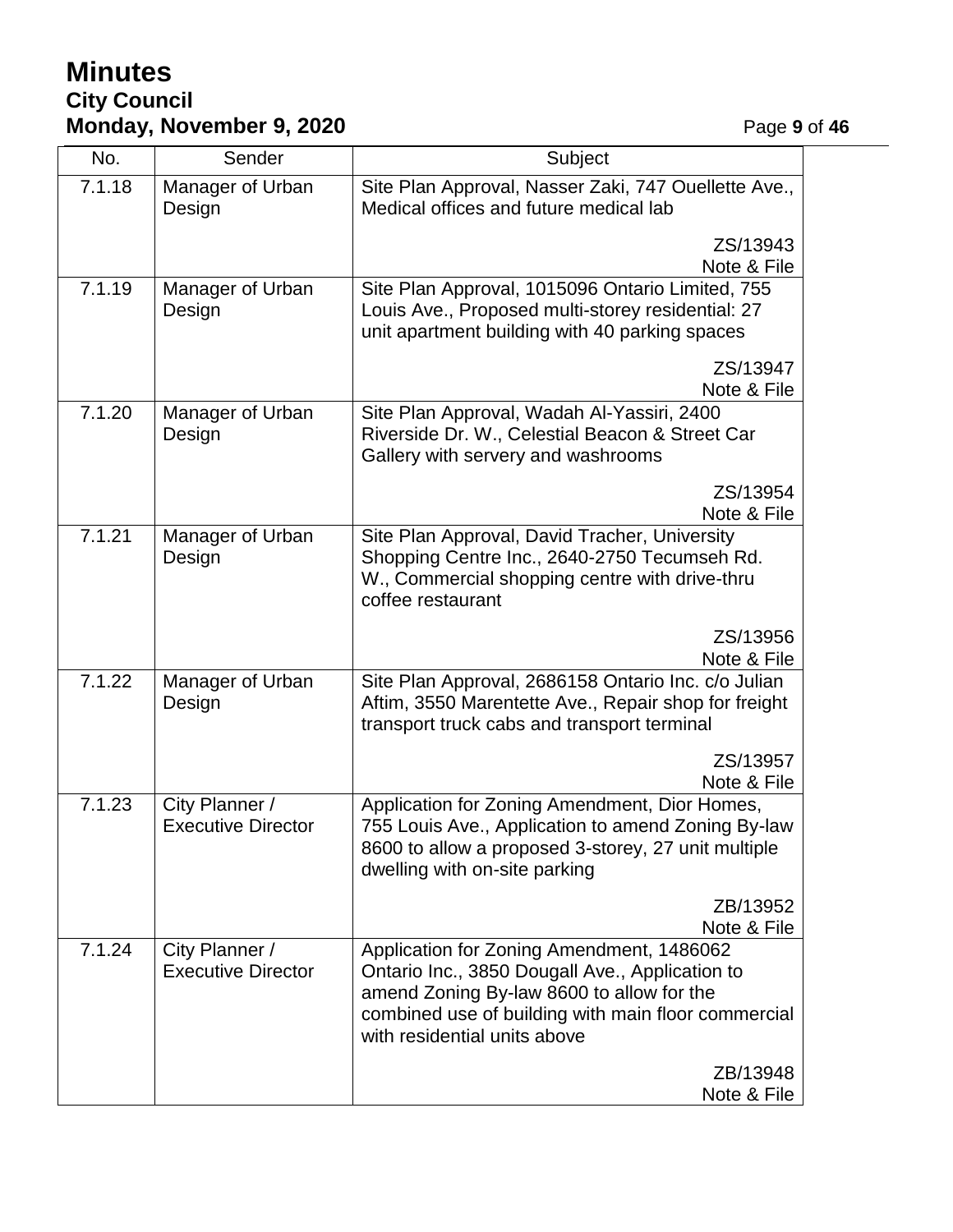| No. | Sender | Subject |
|---|---|---|
| 7.1.18 | Manager of Urban Design | Site Plan Approval, Nasser Zaki, 747 Ouellette Ave., Medical offices and future medical lab<br><br>ZS/13943<br>Note & File |
| 7.1.19 | Manager of Urban Design | Site Plan Approval, 1015096 Ontario Limited, 755 Louis Ave., Proposed multi-storey residential: 27 unit apartment building with 40 parking spaces<br><br>ZS/13947<br>Note & File |
| 7.1.20 | Manager of Urban Design | Site Plan Approval, Wadah Al-Yassiri, 2400 Riverside Dr. W., Celestial Beacon & Street Car Gallery with servery and washrooms<br><br>ZS/13954<br>Note & File |
| 7.1.21 | Manager of Urban Design | Site Plan Approval, David Tracher, University Shopping Centre Inc., 2640-2750 Tecumseh Rd. W., Commercial shopping centre with drive-thru coffee restaurant<br><br>ZS/13956<br>Note & File |
| 7.1.22 | Manager of Urban Design | Site Plan Approval, 2686158 Ontario Inc. c/o Julian Aftim, 3550 Marentette Ave., Repair shop for freight transport truck cabs and transport terminal<br><br>ZS/13957<br>Note & File |
| 7.1.23 | City Planner / Executive Director | Application for Zoning Amendment, Dior Homes, 755 Louis Ave., Application to amend Zoning By-law 8600 to allow a proposed 3-storey, 27 unit multiple dwelling with on-site parking<br><br>ZB/13952<br>Note & File |
| 7.1.24 | City Planner / Executive Director | Application for Zoning Amendment, 1486062 Ontario Inc., 3850 Dougall Ave., Application to amend Zoning By-law 8600 to allow for the combined use of building with main floor commercial with residential units above<br><br>ZB/13948<br>Note & File |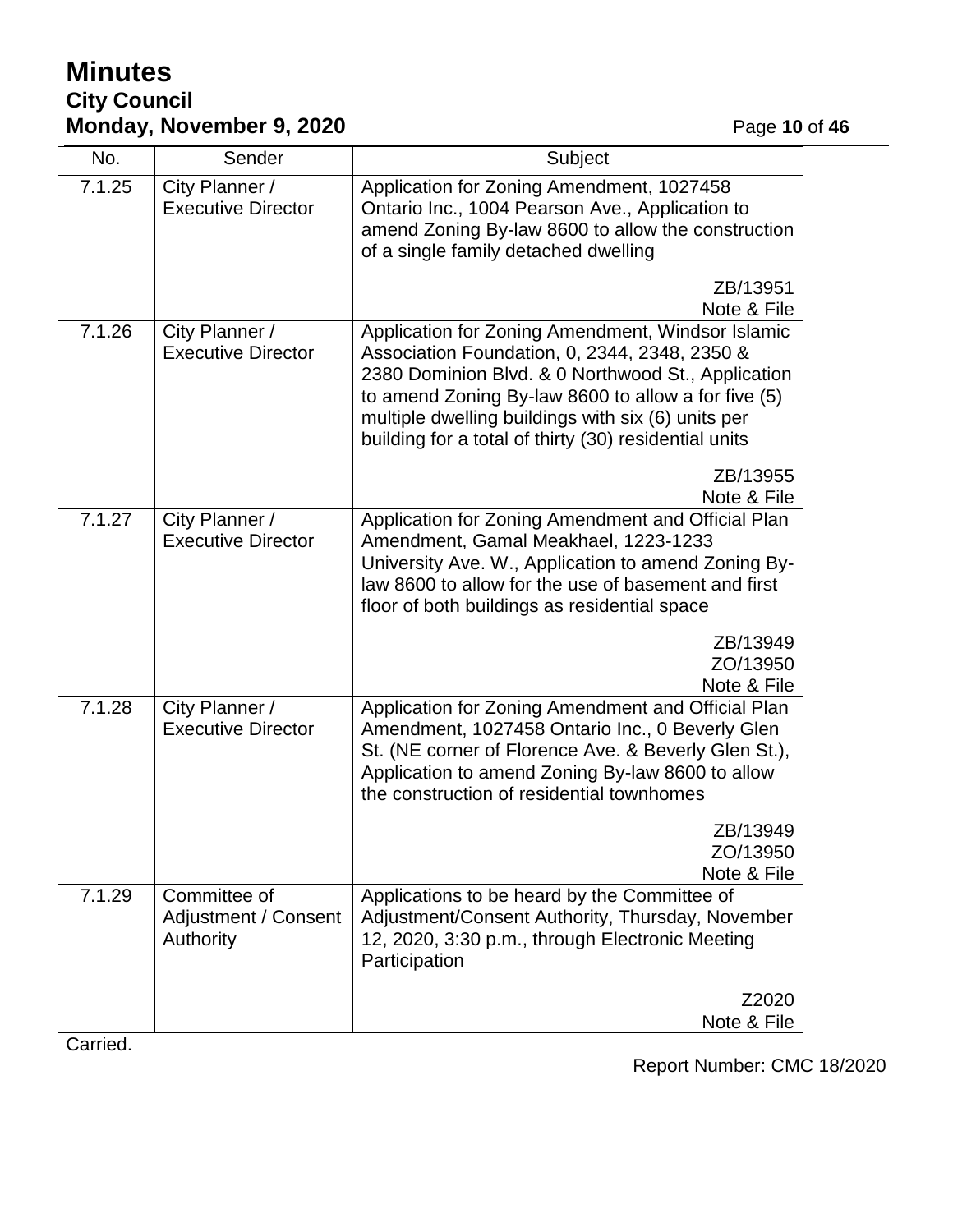| No. | Sender | Subject |
| --- | --- | --- |
| 7.1.25 | City Planner / Executive Director | Application for Zoning Amendment, 1027458 Ontario Inc., 1004 Pearson Ave., Application to amend Zoning By-law 8600 to allow the construction of a single family detached dwelling<br><br>ZB/13951<br>Note & File |
| 7.1.26 | City Planner / Executive Director | Application for Zoning Amendment, Windsor Islamic Association Foundation, 0, 2344, 2348, 2350 & 2380 Dominion Blvd. & 0 Northwood St., Application to amend Zoning By-law 8600 to allow a for five (5) multiple dwelling buildings with six (6) units per building for a total of thirty (30) residential units<br><br>ZB/13955<br>Note & File |
| 7.1.27 | City Planner / Executive Director | Application for Zoning Amendment and Official Plan Amendment, Gamal Meakhael, 1223-1233 University Ave. W., Application to amend Zoning By-law 8600 to allow for the use of basement and first floor of both buildings as residential space<br><br>ZB/13949<br>ZO/13950<br>Note & File |
| 7.1.28 | City Planner / Executive Director | Application for Zoning Amendment and Official Plan Amendment, 1027458 Ontario Inc., 0 Beverly Glen St. (NE corner of Florence Ave. & Beverly Glen St.), Application to amend Zoning By-law 8600 to allow the construction of residential townhomes<br><br>ZB/13949<br>ZO/13950<br>Note & File |
| 7.1.29 | Committee of Adjustment / Consent Authority | Applications to be heard by the Committee of Adjustment/Consent Authority, Thursday, November 12, 2020, 3:30 p.m., through Electronic Meeting Participation<br><br>Z2020<br>Note & File |

Carried.

Report Number: CMC 18/2020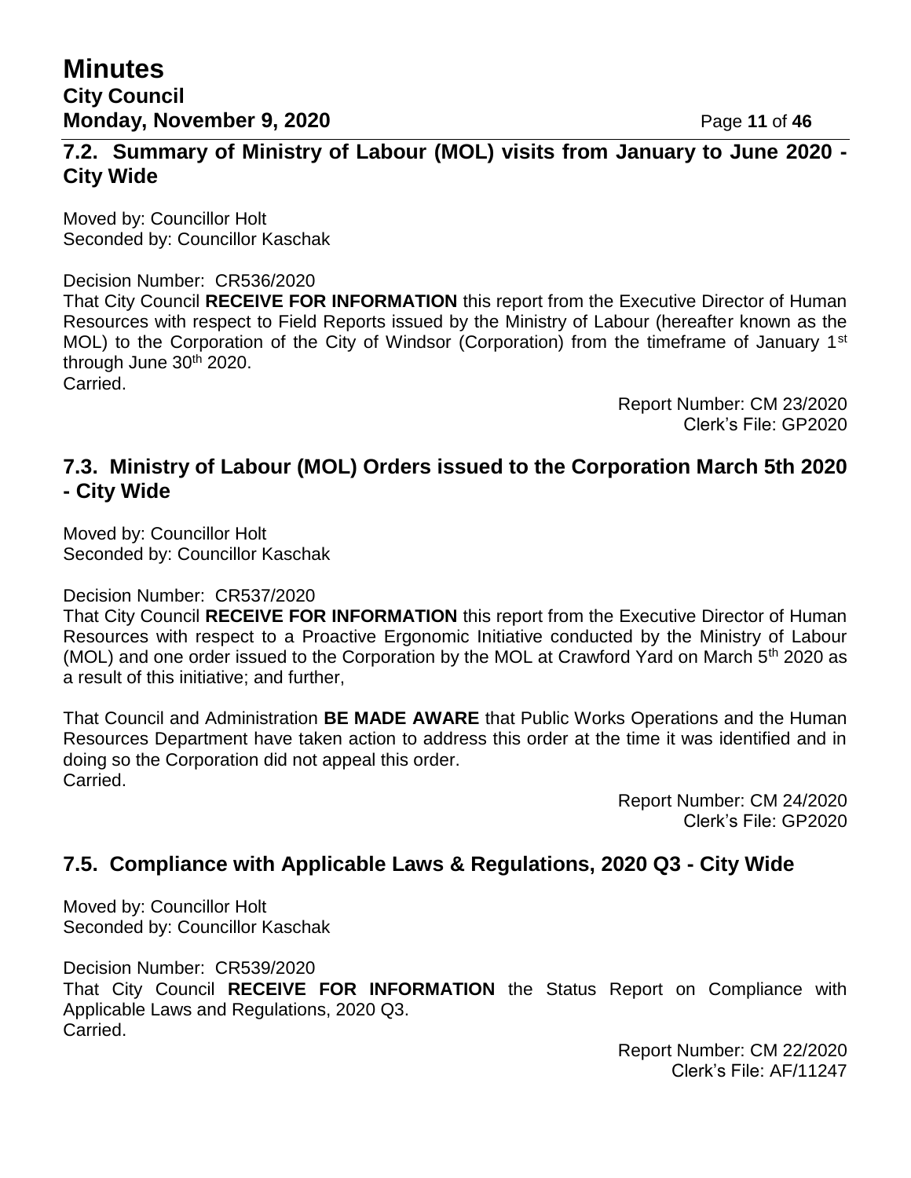## 7.2. Summary of Ministry of Labour (MOL) visits from January to June 2020 - City Wide

Moved by: Councillor Holt
Seconded by: Councillor Kaschak

Decision Number: CR536/2020
That City Council **RECEIVE FOR INFORMATION** this report from the Executive Director of Human Resources with respect to Field Reports issued by the Ministry of Labour (hereafter known as the MOL) to the Corporation of the City of Windsor (Corporation) from the timeframe of January 1st through June 30th 2020.
Carried.

Report Number: CM 23/2020
Clerk's File: GP2020

## 7.3. Ministry of Labour (MOL) Orders issued to the Corporation March 5th 2020 - City Wide

Moved by: Councillor Holt
Seconded by: Councillor Kaschak

Decision Number: CR537/2020
That City Council **RECEIVE FOR INFORMATION** this report from the Executive Director of Human Resources with respect to a Proactive Ergonomic Initiative conducted by the Ministry of Labour (MOL) and one order issued to the Corporation by the MOL at Crawford Yard on March 5th 2020 as a result of this initiative; and further,

That Council and Administration **BE MADE AWARE** that Public Works Operations and the Human Resources Department have taken action to address this order at the time it was identified and in doing so the Corporation did not appeal this order.
Carried.

Report Number: CM 24/2020
Clerk's File: GP2020

## 7.5. Compliance with Applicable Laws & Regulations, 2020 Q3 - City Wide

Moved by: Councillor Holt
Seconded by: Councillor Kaschak

Decision Number: CR539/2020
That City Council **RECEIVE FOR INFORMATION** the Status Report on Compliance with Applicable Laws and Regulations, 2020 Q3.
Carried.

Report Number: CM 22/2020
Clerk's File: AF/11247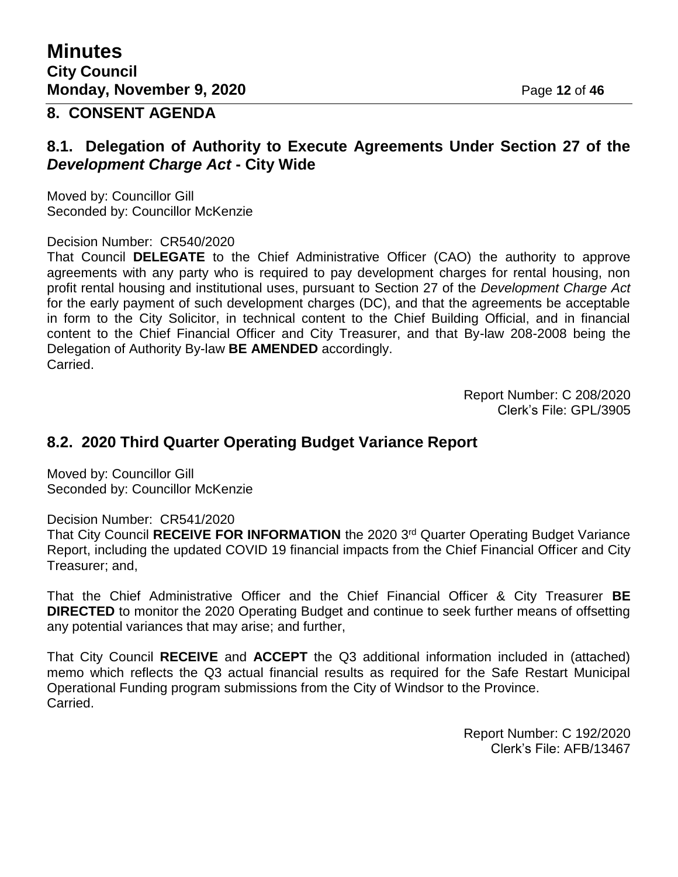## 8. CONSENT AGENDA

### 8.1. Delegation of Authority to Execute Agreements Under Section 27 of the *Development Charge Act* - City Wide

Moved by: Councillor Gill
Seconded by: Councillor McKenzie

Decision Number: CR540/2020
That Council **DELEGATE** to the Chief Administrative Officer (CAO) the authority to approve agreements with any party who is required to pay development charges for rental housing, non profit rental housing and institutional uses, pursuant to Section 27 of the *Development Charge Act* for the early payment of such development charges (DC), and that the agreements be acceptable in form to the City Solicitor, in technical content to the Chief Building Official, and in financial content to the Chief Financial Officer and City Treasurer, and that By-law 208-2008 being the Delegation of Authority By-law **BE AMENDED** accordingly.
Carried.

Report Number: C 208/2020
Clerk's File: GPL/3905

### 8.2. 2020 Third Quarter Operating Budget Variance Report

Moved by: Councillor Gill
Seconded by: Councillor McKenzie

Decision Number: CR541/2020
That City Council **RECEIVE FOR INFORMATION** the 2020 3rd Quarter Operating Budget Variance Report, including the updated COVID 19 financial impacts from the Chief Financial Officer and City Treasurer; and,

That the Chief Administrative Officer and the Chief Financial Officer & City Treasurer **BE DIRECTED** to monitor the 2020 Operating Budget and continue to seek further means of offsetting any potential variances that may arise; and further,

That City Council **RECEIVE** and **ACCEPT** the Q3 additional information included in (attached) memo which reflects the Q3 actual financial results as required for the Safe Restart Municipal Operational Funding program submissions from the City of Windsor to the Province.
Carried.

Report Number: C 192/2020
Clerk's File: AFB/13467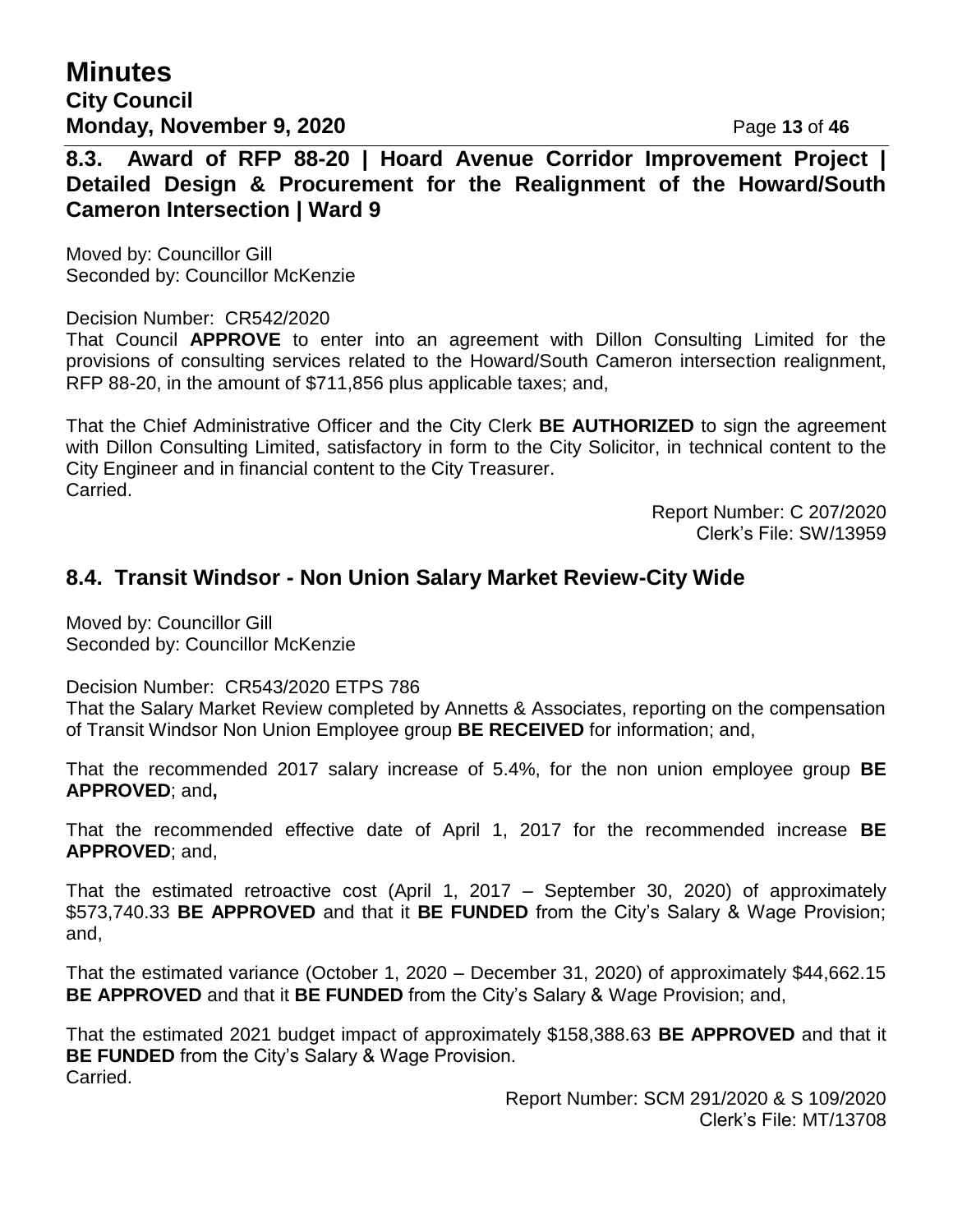## 8.3. Award of RFP 88-20 | Hoard Avenue Corridor Improvement Project | Detailed Design & Procurement for the Realignment of the Howard/South Cameron Intersection | Ward 9

Moved by: Councillor Gill
Seconded by: Councillor McKenzie

Decision Number: CR542/2020
That Council **APPROVE** to enter into an agreement with Dillon Consulting Limited for the provisions of consulting services related to the Howard/South Cameron intersection realignment, RFP 88-20, in the amount of $711,856 plus applicable taxes; and,

That the Chief Administrative Officer and the City Clerk **BE AUTHORIZED** to sign the agreement with Dillon Consulting Limited, satisfactory in form to the City Solicitor, in technical content to the City Engineer and in financial content to the City Treasurer.
Carried.

Report Number: C 207/2020
Clerk's File: SW/13959

## 8.4. Transit Windsor - Non Union Salary Market Review-City Wide

Moved by: Councillor Gill
Seconded by: Councillor McKenzie

Decision Number: CR543/2020 ETPS 786
That the Salary Market Review completed by Annetts & Associates, reporting on the compensation of Transit Windsor Non Union Employee group **BE RECEIVED** for information; and,

That the recommended 2017 salary increase of 5.4%, for the non union employee group **BE APPROVED**; and**,**

That the recommended effective date of April 1, 2017 for the recommended increase **BE APPROVED**; and,

That the estimated retroactive cost (April 1, 2017 – September 30, 2020) of approximately $573,740.33 **BE APPROVED** and that it **BE FUNDED** from the City's Salary & Wage Provision; and,

That the estimated variance (October 1, 2020 – December 31, 2020) of approximately $44,662.15 **BE APPROVED** and that it **BE FUNDED** from the City's Salary & Wage Provision; and,

That the estimated 2021 budget impact of approximately $158,388.63 **BE APPROVED** and that it **BE FUNDED** from the City's Salary & Wage Provision.
Carried.

Report Number: SCM 291/2020 & S 109/2020
Clerk's File: MT/13708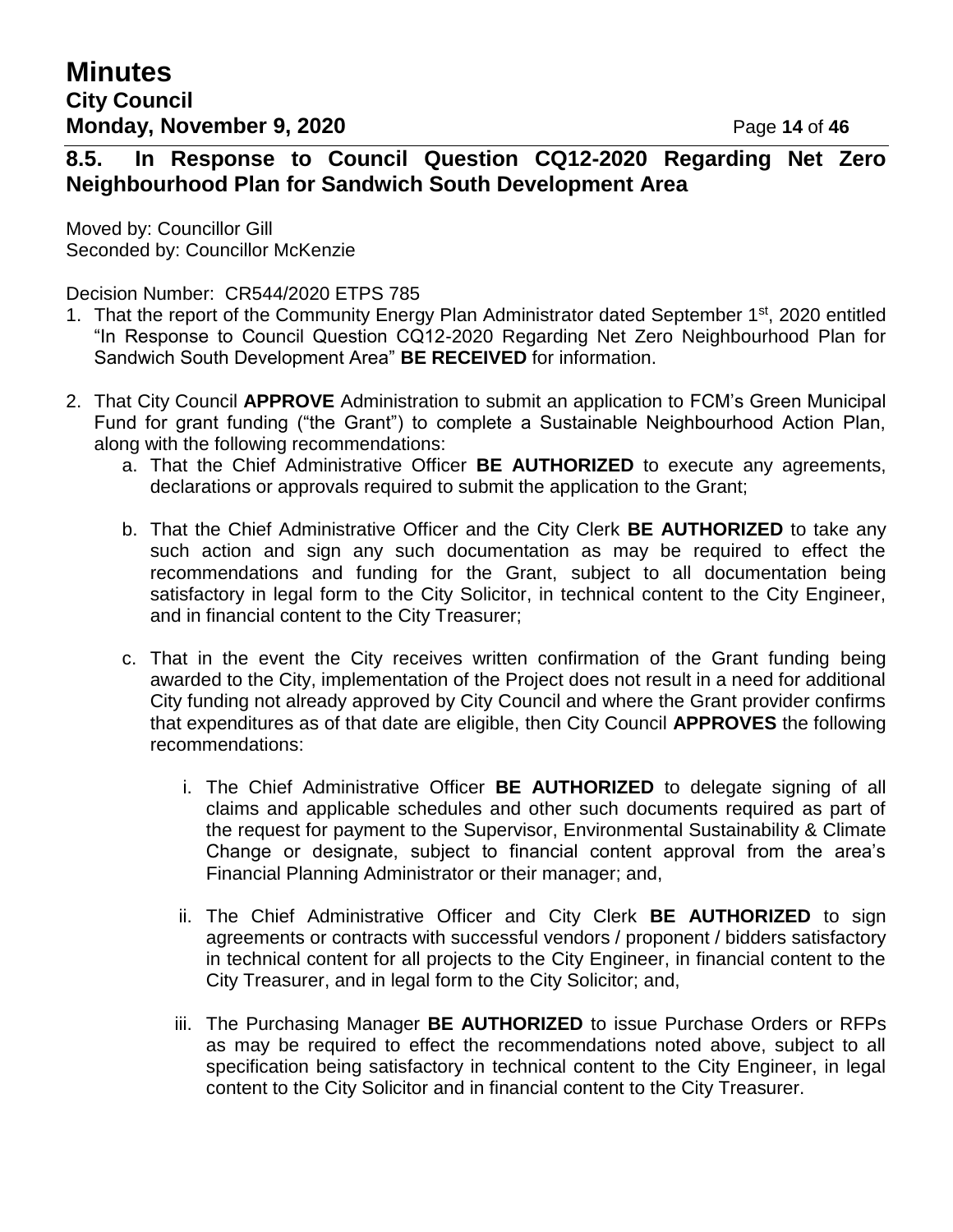## 8.5. In Response to Council Question CQ12-2020 Regarding Net Zero Neighbourhood Plan for Sandwich South Development Area

Moved by: Councillor Gill
Seconded by: Councillor McKenzie

Decision Number: CR544/2020 ETPS 785

1. That the report of the Community Energy Plan Administrator dated September 1st, 2020 entitled "In Response to Council Question CQ12-2020 Regarding Net Zero Neighbourhood Plan for Sandwich South Development Area" **BE RECEIVED** for information.

2. That City Council **APPROVE** Administration to submit an application to FCM's Green Municipal Fund for grant funding ("the Grant") to complete a Sustainable Neighbourhood Action Plan, along with the following recommendations:
   a. That the Chief Administrative Officer **BE AUTHORIZED** to execute any agreements, declarations or approvals required to submit the application to the Grant;

   b. That the Chief Administrative Officer and the City Clerk **BE AUTHORIZED** to take any such action and sign any such documentation as may be required to effect the recommendations and funding for the Grant, subject to all documentation being satisfactory in legal form to the City Solicitor, in technical content to the City Engineer, and in financial content to the City Treasurer;

   c. That in the event the City receives written confirmation of the Grant funding being awarded to the City, implementation of the Project does not result in a need for additional City funding not already approved by City Council and where the Grant provider confirms that expenditures as of that date are eligible, then City Council **APPROVES** the following recommendations:

      i. The Chief Administrative Officer **BE AUTHORIZED** to delegate signing of all claims and applicable schedules and other such documents required as part of the request for payment to the Supervisor, Environmental Sustainability & Climate Change or designate, subject to financial content approval from the area's Financial Planning Administrator or their manager; and,

      ii. The Chief Administrative Officer and City Clerk **BE AUTHORIZED** to sign agreements or contracts with successful vendors / proponent / bidders satisfactory in technical content for all projects to the City Engineer, in financial content to the City Treasurer, and in legal form to the City Solicitor; and,

      iii. The Purchasing Manager **BE AUTHORIZED** to issue Purchase Orders or RFPs as may be required to effect the recommendations noted above, subject to all specification being satisfactory in technical content to the City Engineer, in legal content to the City Solicitor and in financial content to the City Treasurer.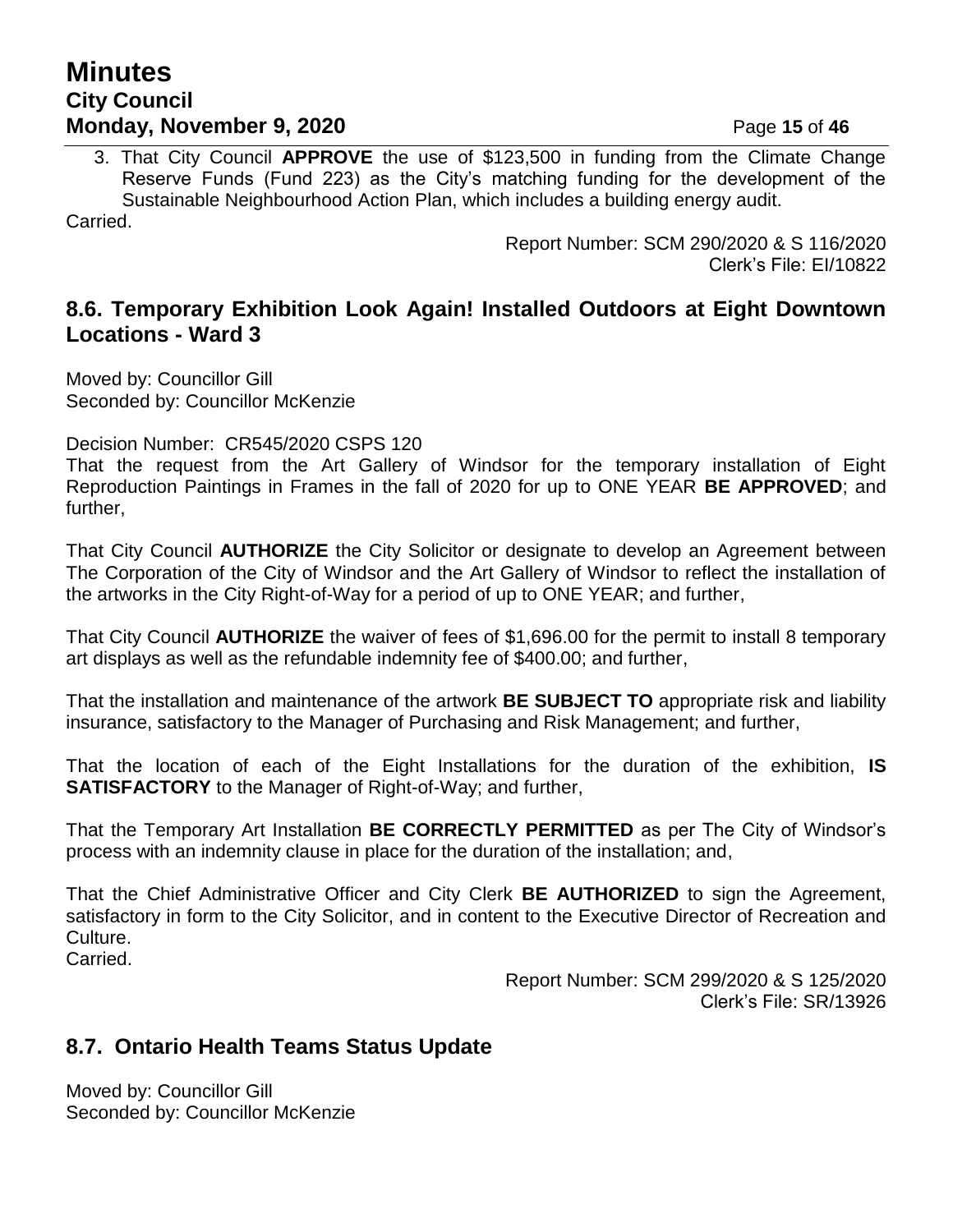3. That City Council **APPROVE** the use of $123,500 in funding from the Climate Change Reserve Funds (Fund 223) as the City's matching funding for the development of the Sustainable Neighbourhood Action Plan, which includes a building energy audit.

Carried.

Report Number: SCM 290/2020 & S 116/2020
Clerk's File: EI/10822

## 8.6. Temporary Exhibition Look Again! Installed Outdoors at Eight Downtown Locations - Ward 3

Moved by: Councillor Gill
Seconded by: Councillor McKenzie

Decision Number: CR545/2020 CSPS 120

That the request from the Art Gallery of Windsor for the temporary installation of Eight Reproduction Paintings in Frames in the fall of 2020 for up to ONE YEAR **BE APPROVED**; and further,

That City Council **AUTHORIZE** the City Solicitor or designate to develop an Agreement between The Corporation of the City of Windsor and the Art Gallery of Windsor to reflect the installation of the artworks in the City Right-of-Way for a period of up to ONE YEAR; and further,

That City Council **AUTHORIZE** the waiver of fees of $1,696.00 for the permit to install 8 temporary art displays as well as the refundable indemnity fee of $400.00; and further,

That the installation and maintenance of the artwork **BE SUBJECT TO** appropriate risk and liability insurance, satisfactory to the Manager of Purchasing and Risk Management; and further,

That the location of each of the Eight Installations for the duration of the exhibition, **IS SATISFACTORY** to the Manager of Right-of-Way; and further,

That the Temporary Art Installation **BE CORRECTLY PERMITTED** as per The City of Windsor's process with an indemnity clause in place for the duration of the installation; and,

That the Chief Administrative Officer and City Clerk **BE AUTHORIZED** to sign the Agreement, satisfactory in form to the City Solicitor, and in content to the Executive Director of Recreation and Culture.

Carried.

Report Number: SCM 299/2020 & S 125/2020
Clerk's File: SR/13926

## 8.7. Ontario Health Teams Status Update

Moved by: Councillor Gill
Seconded by: Councillor McKenzie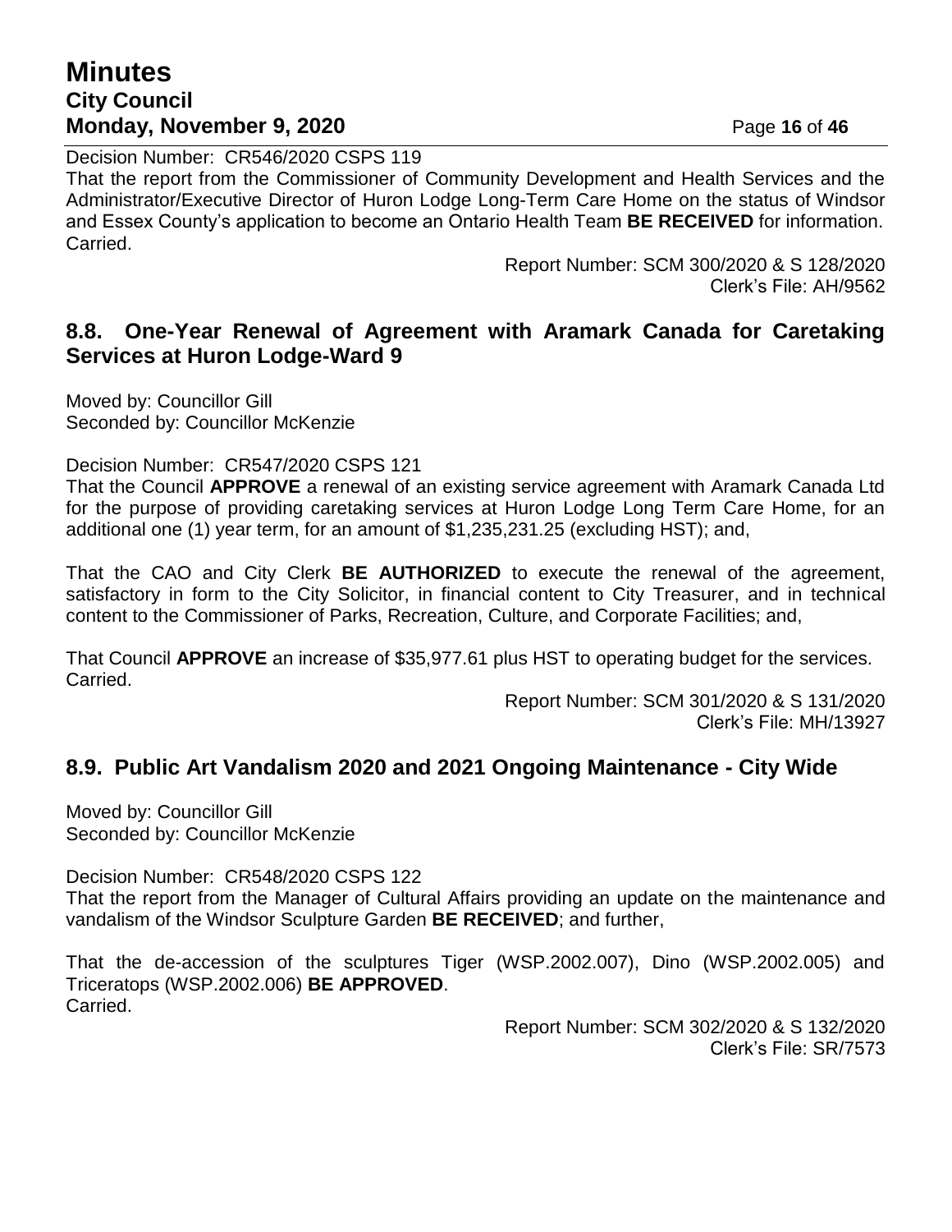Decision Number: CR546/2020 CSPS 119
That the report from the Commissioner of Community Development and Health Services and the Administrator/Executive Director of Huron Lodge Long-Term Care Home on the status of Windsor and Essex County's application to become an Ontario Health Team **BE RECEIVED** for information.
Carried.

Report Number: SCM 300/2020 & S 128/2020
Clerk's File: AH/9562

## 8.8. One-Year Renewal of Agreement with Aramark Canada for Caretaking Services at Huron Lodge-Ward 9

Moved by: Councillor Gill
Seconded by: Councillor McKenzie

Decision Number: CR547/2020 CSPS 121
That the Council **APPROVE** a renewal of an existing service agreement with Aramark Canada Ltd for the purpose of providing caretaking services at Huron Lodge Long Term Care Home, for an additional one (1) year term, for an amount of $1,235,231.25 (excluding HST); and,

That the CAO and City Clerk **BE AUTHORIZED** to execute the renewal of the agreement, satisfactory in form to the City Solicitor, in financial content to City Treasurer, and in technical content to the Commissioner of Parks, Recreation, Culture, and Corporate Facilities; and,

That Council **APPROVE** an increase of $35,977.61 plus HST to operating budget for the services.
Carried.

Report Number: SCM 301/2020 & S 131/2020
Clerk's File: MH/13927

## 8.9. Public Art Vandalism 2020 and 2021 Ongoing Maintenance - City Wide

Moved by: Councillor Gill
Seconded by: Councillor McKenzie

Decision Number: CR548/2020 CSPS 122
That the report from the Manager of Cultural Affairs providing an update on the maintenance and vandalism of the Windsor Sculpture Garden **BE RECEIVED**; and further,

That the de-accession of the sculptures Tiger (WSP.2002.007), Dino (WSP.2002.005) and Triceratops (WSP.2002.006) **BE APPROVED**.
Carried.

Report Number: SCM 302/2020 & S 132/2020
Clerk's File: SR/7573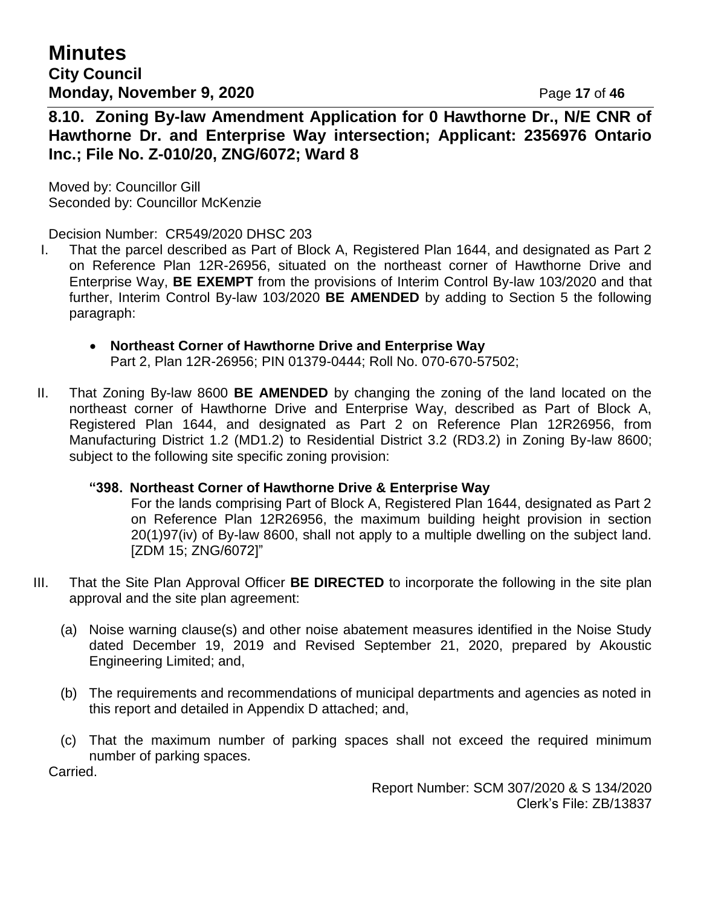## 8.10. Zoning By-law Amendment Application for 0 Hawthorne Dr., N/E CNR of Hawthorne Dr. and Enterprise Way intersection; Applicant: 2356976 Ontario Inc.; File No. Z-010/20, ZNG/6072; Ward 8

Moved by: Councillor Gill
Seconded by: Councillor McKenzie

Decision Number: CR549/2020 DHSC 203

I. That the parcel described as Part of Block A, Registered Plan 1644, and designated as Part 2 on Reference Plan 12R-26956, situated on the northeast corner of Hawthorne Drive and Enterprise Way, **BE EXEMPT** from the provisions of Interim Control By-law 103/2020 and that further, Interim Control By-law 103/2020 **BE AMENDED** by adding to Section 5 the following paragraph:

- **Northeast Corner of Hawthorne Drive and Enterprise Way**
  Part 2, Plan 12R-26956; PIN 01379-0444; Roll No. 070-670-57502;

II. That Zoning By-law 8600 **BE AMENDED** by changing the zoning of the land located on the northeast corner of Hawthorne Drive and Enterprise Way, described as Part of Block A, Registered Plan 1644, and designated as Part 2 on Reference Plan 12R26956, from Manufacturing District 1.2 (MD1.2) to Residential District 3.2 (RD3.2) in Zoning By-law 8600; subject to the following site specific zoning provision:

**"398. Northeast Corner of Hawthorne Drive & Enterprise Way**
For the lands comprising Part of Block A, Registered Plan 1644, designated as Part 2 on Reference Plan 12R26956, the maximum building height provision in section 20(1)97(iv) of By-law 8600, shall not apply to a multiple dwelling on the subject land. [ZDM 15; ZNG/6072]"

III. That the Site Plan Approval Officer **BE DIRECTED** to incorporate the following in the site plan approval and the site plan agreement:

(a) Noise warning clause(s) and other noise abatement measures identified in the Noise Study dated December 19, 2019 and Revised September 21, 2020, prepared by Akoustic Engineering Limited; and,

(b) The requirements and recommendations of municipal departments and agencies as noted in this report and detailed in Appendix D attached; and,

(c) That the maximum number of parking spaces shall not exceed the required minimum number of parking spaces.

Carried.

Report Number: SCM 307/2020 & S 134/2020
Clerk's File: ZB/13837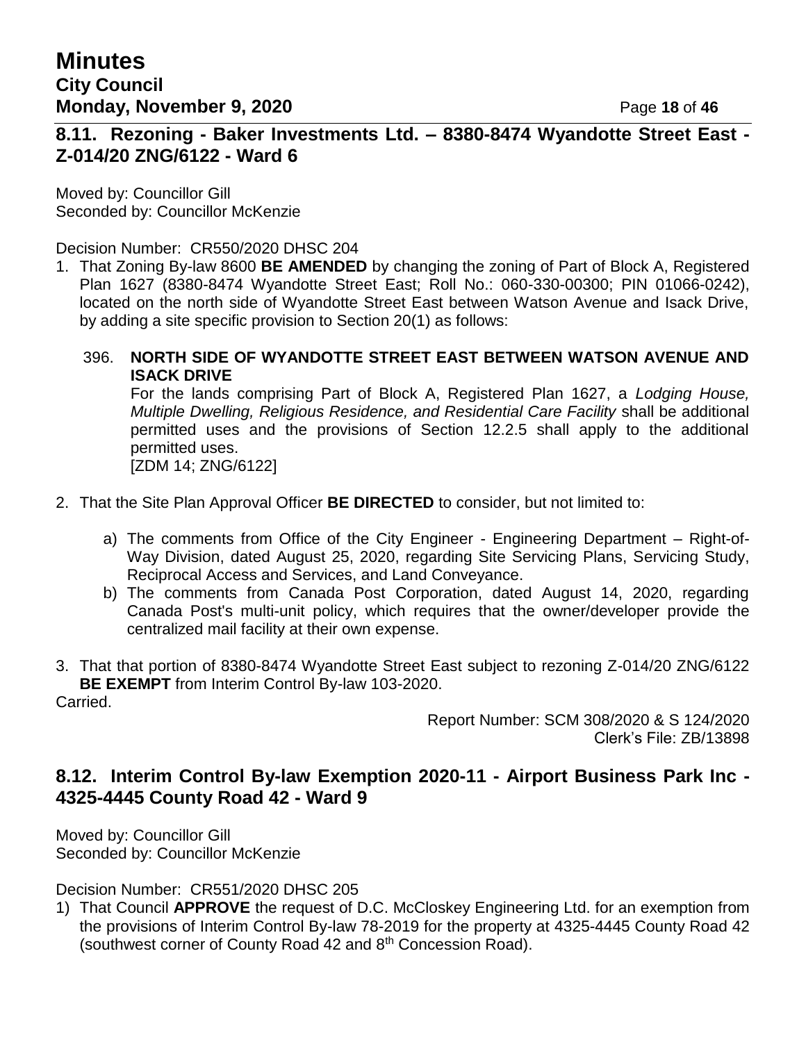## 8.11. Rezoning - Baker Investments Ltd. – 8380-8474 Wyandotte Street East - Z-014/20 ZNG/6122 - Ward 6

Moved by: Councillor Gill
Seconded by: Councillor McKenzie

Decision Number: CR550/2020 DHSC 204

1. That Zoning By-law 8600 **BE AMENDED** by changing the zoning of Part of Block A, Registered Plan 1627 (8380-8474 Wyandotte Street East; Roll No.: 060-330-00300; PIN 01066-0242), located on the north side of Wyandotte Street East between Watson Avenue and Isack Drive, by adding a site specific provision to Section 20(1) as follows:

   396. **NORTH SIDE OF WYANDOTTE STREET EAST BETWEEN WATSON AVENUE AND ISACK DRIVE**
   For the lands comprising Part of Block A, Registered Plan 1627, a *Lodging House, Multiple Dwelling, Religious Residence, and Residential Care Facility* shall be additional permitted uses and the provisions of Section 12.2.5 shall apply to the additional permitted uses.
   [ZDM 14; ZNG/6122]

2. That the Site Plan Approval Officer **BE DIRECTED** to consider, but not limited to:

   a) The comments from Office of the City Engineer - Engineering Department – Right-of-Way Division, dated August 25, 2020, regarding Site Servicing Plans, Servicing Study, Reciprocal Access and Services, and Land Conveyance.
   b) The comments from Canada Post Corporation, dated August 14, 2020, regarding Canada Post's multi-unit policy, which requires that the owner/developer provide the centralized mail facility at their own expense.

3. That that portion of 8380-8474 Wyandotte Street East subject to rezoning Z-014/20 ZNG/6122 **BE EXEMPT** from Interim Control By-law 103-2020.

Carried.

Report Number: SCM 308/2020 & S 124/2020
Clerk's File: ZB/13898

## 8.12. Interim Control By-law Exemption 2020-11 - Airport Business Park Inc - 4325-4445 County Road 42 - Ward 9

Moved by: Councillor Gill
Seconded by: Councillor McKenzie

Decision Number: CR551/2020 DHSC 205

1) That Council **APPROVE** the request of D.C. McCloskey Engineering Ltd. for an exemption from the provisions of Interim Control By-law 78-2019 for the property at 4325-4445 County Road 42 (southwest corner of County Road 42 and 8th Concession Road).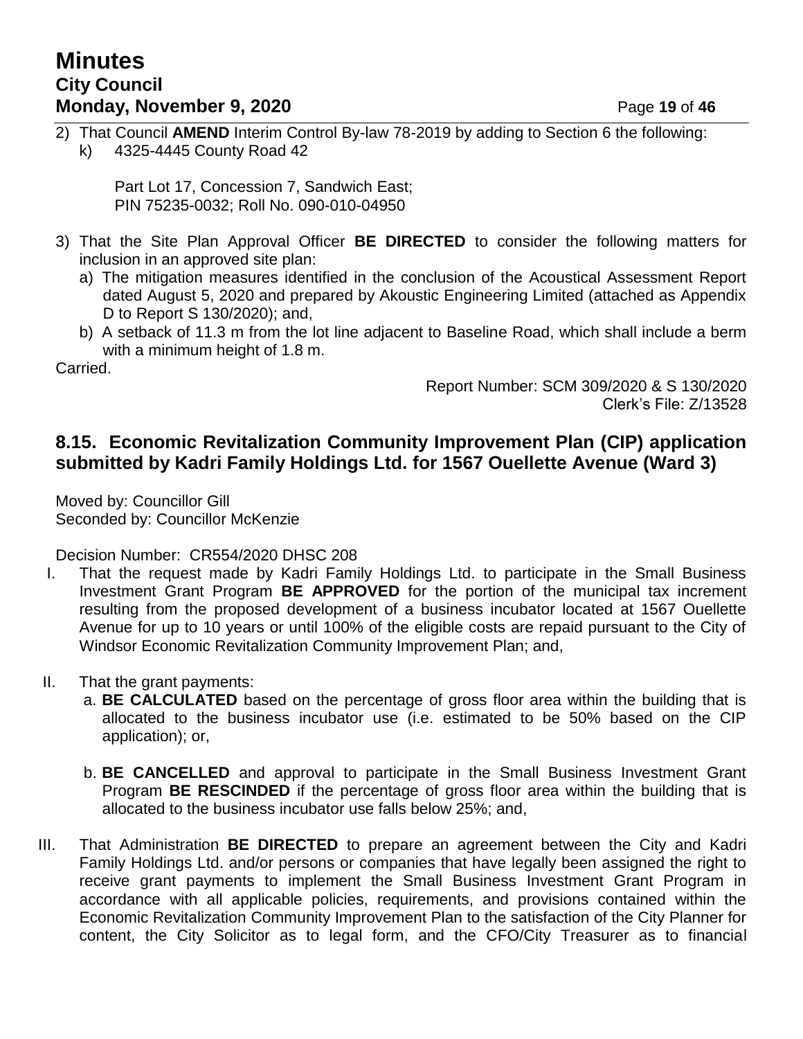2) That Council **AMEND** Interim Control By-law 78-2019 by adding to Section 6 the following:

   k) 4325-4445 County Road 42

      Part Lot 17, Concession 7, Sandwich East;
      PIN 75235-0032; Roll No. 090-010-04950

3) That the Site Plan Approval Officer **BE DIRECTED** to consider the following matters for inclusion in an approved site plan:

   a) The mitigation measures identified in the conclusion of the Acoustical Assessment Report dated August 5, 2020 and prepared by Akoustic Engineering Limited (attached as Appendix D to Report S 130/2020); and,

   b) A setback of 11.3 m from the lot line adjacent to Baseline Road, which shall include a berm with a minimum height of 1.8 m.

Carried.

Report Number: SCM 309/2020 & S 130/2020
Clerk's File: Z/13528

### 8.15. Economic Revitalization Community Improvement Plan (CIP) application submitted by Kadri Family Holdings Ltd. for 1567 Ouellette Avenue (Ward 3)

Moved by: Councillor Gill
Seconded by: Councillor McKenzie

Decision Number: CR554/2020 DHSC 208

I. That the request made by Kadri Family Holdings Ltd. to participate in the Small Business Investment Grant Program **BE APPROVED** for the portion of the municipal tax increment resulting from the proposed development of a business incubator located at 1567 Ouellette Avenue for up to 10 years or until 100% of the eligible costs are repaid pursuant to the City of Windsor Economic Revitalization Community Improvement Plan; and,

II. That the grant payments:

   a. **BE CALCULATED** based on the percentage of gross floor area within the building that is allocated to the business incubator use (i.e. estimated to be 50% based on the CIP application); or,

   b. **BE CANCELLED** and approval to participate in the Small Business Investment Grant Program **BE RESCINDED** if the percentage of gross floor area within the building that is allocated to the business incubator use falls below 25%; and,

III. That Administration **BE DIRECTED** to prepare an agreement between the City and Kadri Family Holdings Ltd. and/or persons or companies that have legally been assigned the right to receive grant payments to implement the Small Business Investment Grant Program in accordance with all applicable policies, requirements, and provisions contained within the Economic Revitalization Community Improvement Plan to the satisfaction of the City Planner for content, the City Solicitor as to legal form, and the CFO/City Treasurer as to financial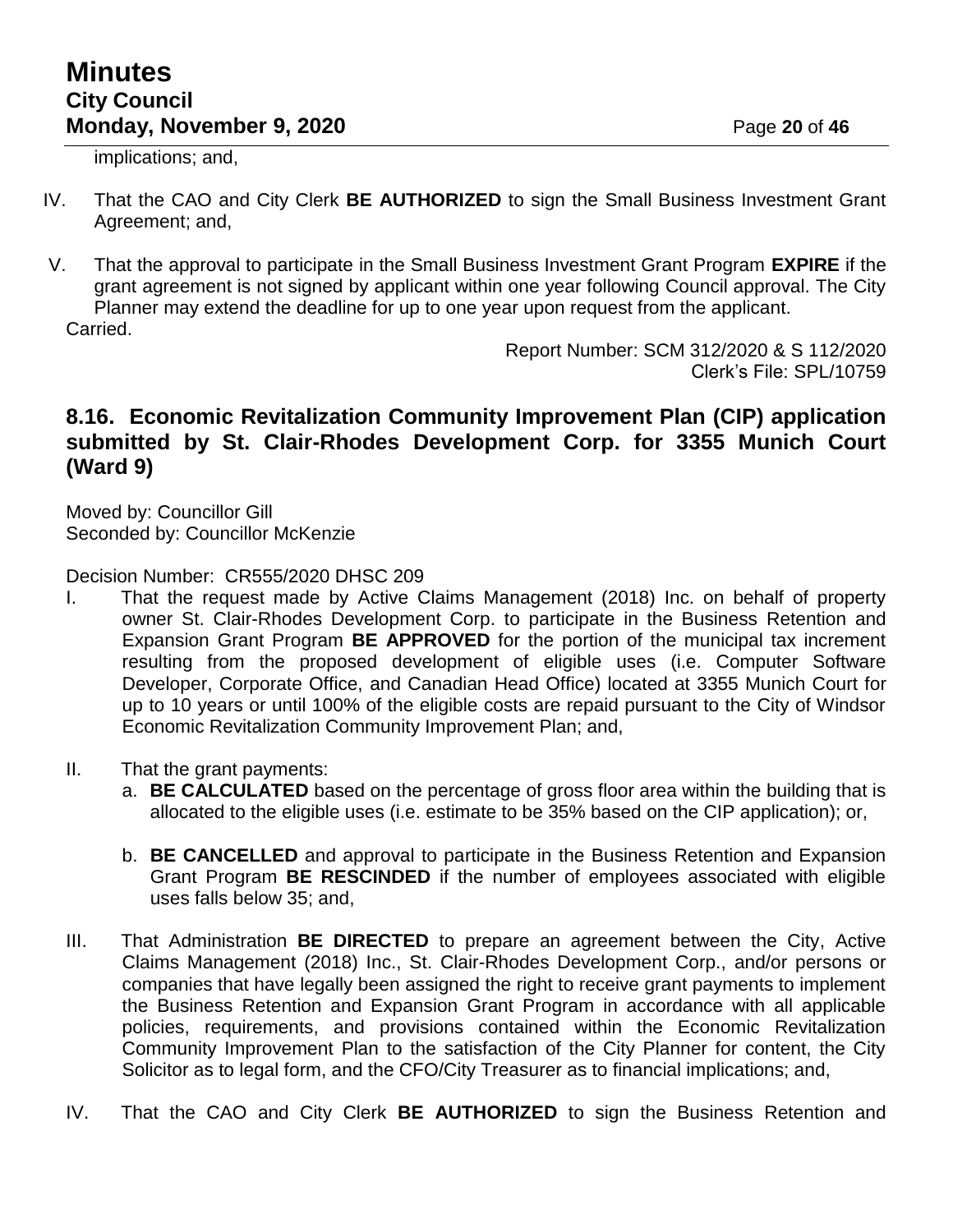implications; and,

IV. That the CAO and City Clerk **BE AUTHORIZED** to sign the Small Business Investment Grant Agreement; and,

V. That the approval to participate in the Small Business Investment Grant Program **EXPIRE** if the grant agreement is not signed by applicant within one year following Council approval. The City Planner may extend the deadline for up to one year upon request from the applicant.

Carried.

Report Number: SCM 312/2020 & S 112/2020
Clerk's File: SPL/10759

### 8.16. Economic Revitalization Community Improvement Plan (CIP) application submitted by St. Clair-Rhodes Development Corp. for 3355 Munich Court (Ward 9)

Moved by: Councillor Gill
Seconded by: Councillor McKenzie

Decision Number: CR555/2020 DHSC 209

I. That the request made by Active Claims Management (2018) Inc. on behalf of property owner St. Clair-Rhodes Development Corp. to participate in the Business Retention and Expansion Grant Program **BE APPROVED** for the portion of the municipal tax increment resulting from the proposed development of eligible uses (i.e. Computer Software Developer, Corporate Office, and Canadian Head Office) located at 3355 Munich Court for up to 10 years or until 100% of the eligible costs are repaid pursuant to the City of Windsor Economic Revitalization Community Improvement Plan; and,

II. That the grant payments:
   a. **BE CALCULATED** based on the percentage of gross floor area within the building that is allocated to the eligible uses (i.e. estimate to be 35% based on the CIP application); or,

   b. **BE CANCELLED** and approval to participate in the Business Retention and Expansion Grant Program **BE RESCINDED** if the number of employees associated with eligible uses falls below 35; and,

III. That Administration **BE DIRECTED** to prepare an agreement between the City, Active Claims Management (2018) Inc., St. Clair-Rhodes Development Corp., and/or persons or companies that have legally been assigned the right to receive grant payments to implement the Business Retention and Expansion Grant Program in accordance with all applicable policies, requirements, and provisions contained within the Economic Revitalization Community Improvement Plan to the satisfaction of the City Planner for content, the City Solicitor as to legal form, and the CFO/City Treasurer as to financial implications; and,

IV. That the CAO and City Clerk **BE AUTHORIZED** to sign the Business Retention and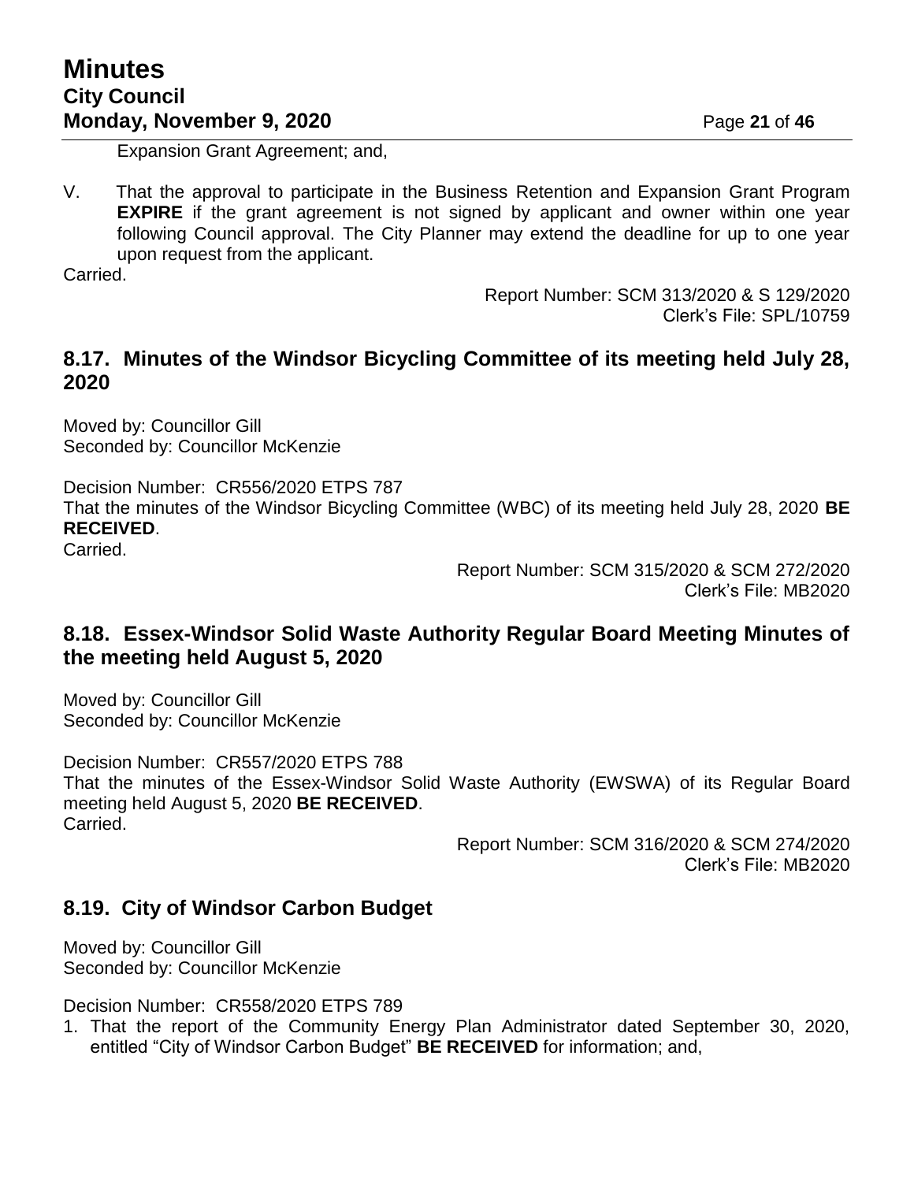Expansion Grant Agreement; and,

V. That the approval to participate in the Business Retention and Expansion Grant Program **EXPIRE** if the grant agreement is not signed by applicant and owner within one year following Council approval. The City Planner may extend the deadline for up to one year upon request from the applicant.

Carried.

Report Number: SCM 313/2020 & S 129/2020
Clerk's File: SPL/10759

## 8.17. Minutes of the Windsor Bicycling Committee of its meeting held July 28, 2020

Moved by: Councillor Gill
Seconded by: Councillor McKenzie

Decision Number: CR556/2020 ETPS 787
That the minutes of the Windsor Bicycling Committee (WBC) of its meeting held July 28, 2020 **BE RECEIVED**.
Carried.

Report Number: SCM 315/2020 & SCM 272/2020
Clerk's File: MB2020

## 8.18. Essex-Windsor Solid Waste Authority Regular Board Meeting Minutes of the meeting held August 5, 2020

Moved by: Councillor Gill
Seconded by: Councillor McKenzie

Decision Number: CR557/2020 ETPS 788
That the minutes of the Essex-Windsor Solid Waste Authority (EWSWA) of its Regular Board meeting held August 5, 2020 **BE RECEIVED**.
Carried.

Report Number: SCM 316/2020 & SCM 274/2020
Clerk's File: MB2020

## 8.19. City of Windsor Carbon Budget

Moved by: Councillor Gill
Seconded by: Councillor McKenzie

Decision Number: CR558/2020 ETPS 789

1. That the report of the Community Energy Plan Administrator dated September 30, 2020, entitled "City of Windsor Carbon Budget" **BE RECEIVED** for information; and,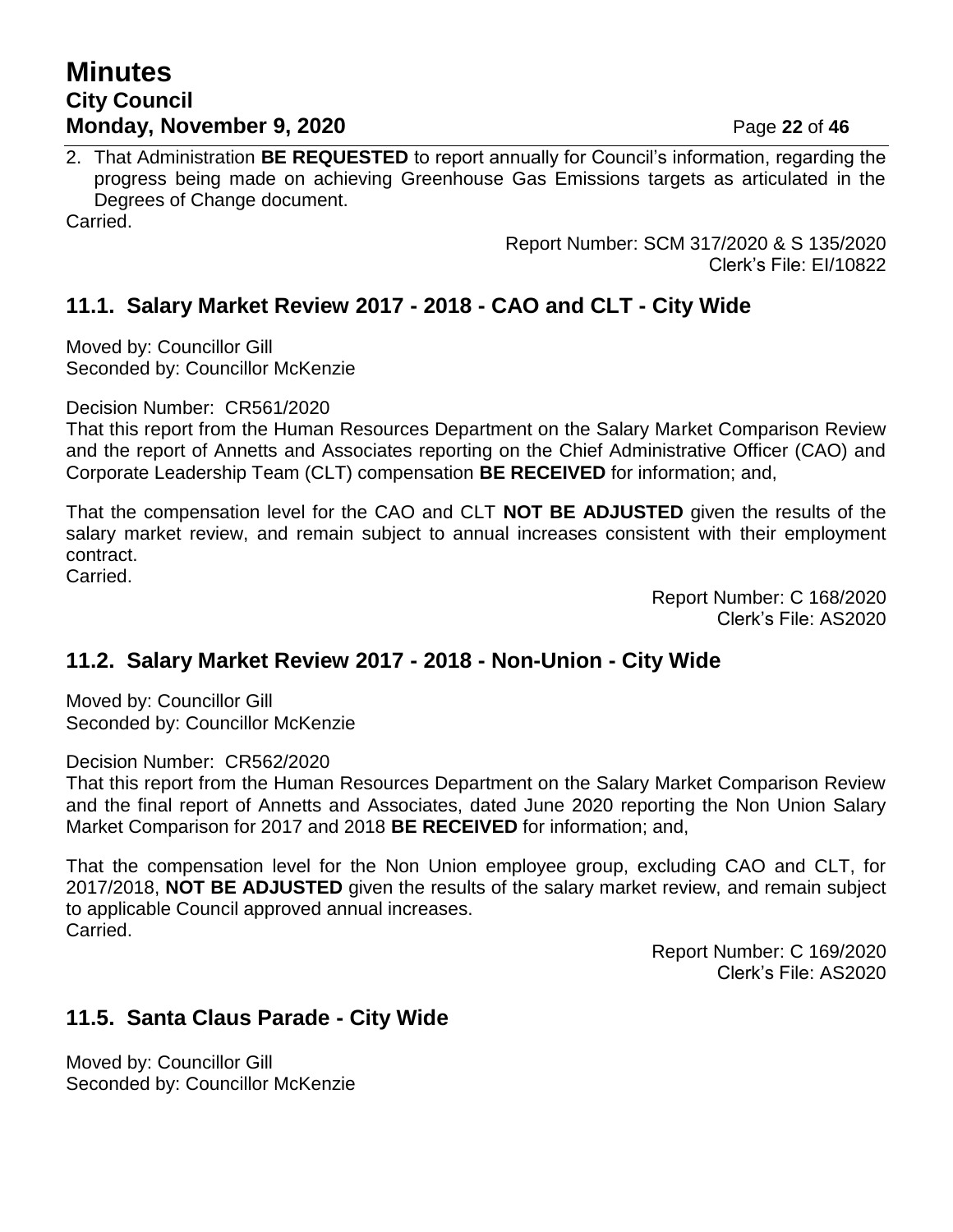2. That Administration **BE REQUESTED** to report annually for Council's information, regarding the progress being made on achieving Greenhouse Gas Emissions targets as articulated in the Degrees of Change document.

Carried.

Report Number: SCM 317/2020 & S 135/2020
Clerk's File: EI/10822

## 11.1. Salary Market Review 2017 - 2018 - CAO and CLT - City Wide

Moved by: Councillor Gill
Seconded by: Councillor McKenzie

Decision Number: CR561/2020
That this report from the Human Resources Department on the Salary Market Comparison Review and the report of Annetts and Associates reporting on the Chief Administrative Officer (CAO) and Corporate Leadership Team (CLT) compensation **BE RECEIVED** for information; and,

That the compensation level for the CAO and CLT **NOT BE ADJUSTED** given the results of the salary market review, and remain subject to annual increases consistent with their employment contract.
Carried.

Report Number: C 168/2020
Clerk's File: AS2020

## 11.2. Salary Market Review 2017 - 2018 - Non-Union - City Wide

Moved by: Councillor Gill
Seconded by: Councillor McKenzie

Decision Number: CR562/2020
That this report from the Human Resources Department on the Salary Market Comparison Review and the final report of Annetts and Associates, dated June 2020 reporting the Non Union Salary Market Comparison for 2017 and 2018 **BE RECEIVED** for information; and,

That the compensation level for the Non Union employee group, excluding CAO and CLT, for 2017/2018, **NOT BE ADJUSTED** given the results of the salary market review, and remain subject to applicable Council approved annual increases.
Carried.

Report Number: C 169/2020
Clerk's File: AS2020

## 11.5. Santa Claus Parade - City Wide

Moved by: Councillor Gill
Seconded by: Councillor McKenzie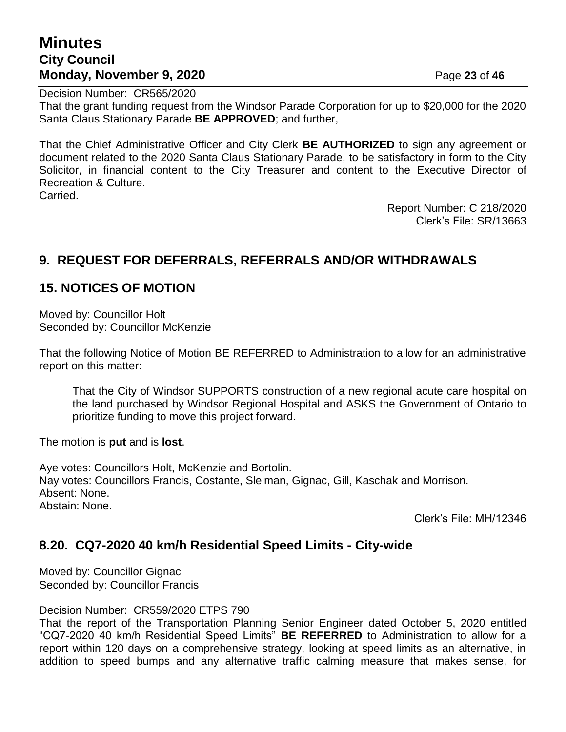Decision Number: CR565/2020
That the grant funding request from the Windsor Parade Corporation for up to $20,000 for the 2020 Santa Claus Stationary Parade **BE APPROVED**; and further,

That the Chief Administrative Officer and City Clerk **BE AUTHORIZED** to sign any agreement or document related to the 2020 Santa Claus Stationary Parade, to be satisfactory in form to the City Solicitor, in financial content to the City Treasurer and content to the Executive Director of Recreation & Culture.
Carried.

Report Number: C 218/2020
Clerk's File: SR/13663

## 9. REQUEST FOR DEFERRALS, REFERRALS AND/OR WITHDRAWALS

## 15. NOTICES OF MOTION

Moved by: Councillor Holt
Seconded by: Councillor McKenzie

That the following Notice of Motion BE REFERRED to Administration to allow for an administrative report on this matter:

> That the City of Windsor SUPPORTS construction of a new regional acute care hospital on the land purchased by Windsor Regional Hospital and ASKS the Government of Ontario to prioritize funding to move this project forward.

The motion is **put** and is **lost**.

Aye votes: Councillors Holt, McKenzie and Bortolin.
Nay votes: Councillors Francis, Costante, Sleiman, Gignac, Gill, Kaschak and Morrison.
Absent: None.
Abstain: None.

Clerk's File: MH/12346

## 8.20. CQ7-2020 40 km/h Residential Speed Limits - City-wide

Moved by: Councillor Gignac
Seconded by: Councillor Francis

Decision Number: CR559/2020 ETPS 790
That the report of the Transportation Planning Senior Engineer dated October 5, 2020 entitled "CQ7-2020 40 km/h Residential Speed Limits" **BE REFERRED** to Administration to allow for a report within 120 days on a comprehensive strategy, looking at speed limits as an alternative, in addition to speed bumps and any alternative traffic calming measure that makes sense, for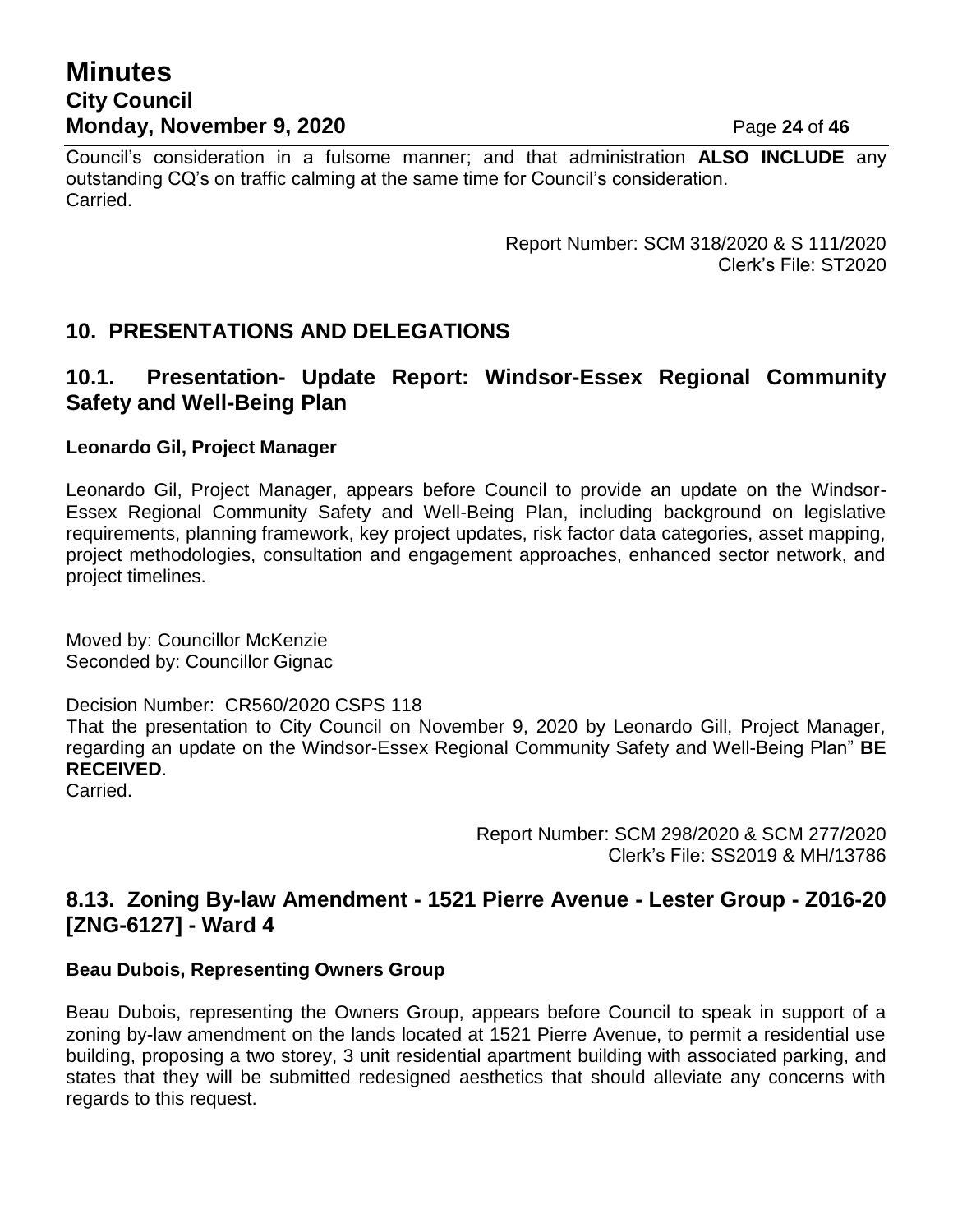Council's consideration in a fulsome manner; and that administration **ALSO INCLUDE** any outstanding CQ's on traffic calming at the same time for Council's consideration.
Carried.

Report Number: SCM 318/2020 & S 111/2020
Clerk's File: ST2020

## 10. PRESENTATIONS AND DELEGATIONS

### 10.1. Presentation- Update Report: Windsor-Essex Regional Community Safety and Well-Being Plan

**Leonardo Gil, Project Manager**

Leonardo Gil, Project Manager, appears before Council to provide an update on the Windsor-Essex Regional Community Safety and Well-Being Plan, including background on legislative requirements, planning framework, key project updates, risk factor data categories, asset mapping, project methodologies, consultation and engagement approaches, enhanced sector network, and project timelines.

Moved by: Councillor McKenzie
Seconded by: Councillor Gignac

Decision Number: CR560/2020 CSPS 118
That the presentation to City Council on November 9, 2020 by Leonardo Gill, Project Manager, regarding an update on the Windsor-Essex Regional Community Safety and Well-Being Plan" **BE RECEIVED**.
Carried.

Report Number: SCM 298/2020 & SCM 277/2020
Clerk's File: SS2019 & MH/13786

### 8.13. Zoning By-law Amendment - 1521 Pierre Avenue - Lester Group - Z016-20 [ZNG-6127] - Ward 4

**Beau Dubois, Representing Owners Group**

Beau Dubois, representing the Owners Group, appears before Council to speak in support of a zoning by-law amendment on the lands located at 1521 Pierre Avenue, to permit a residential use building, proposing a two storey, 3 unit residential apartment building with associated parking, and states that they will be submitted redesigned aesthetics that should alleviate any concerns with regards to this request.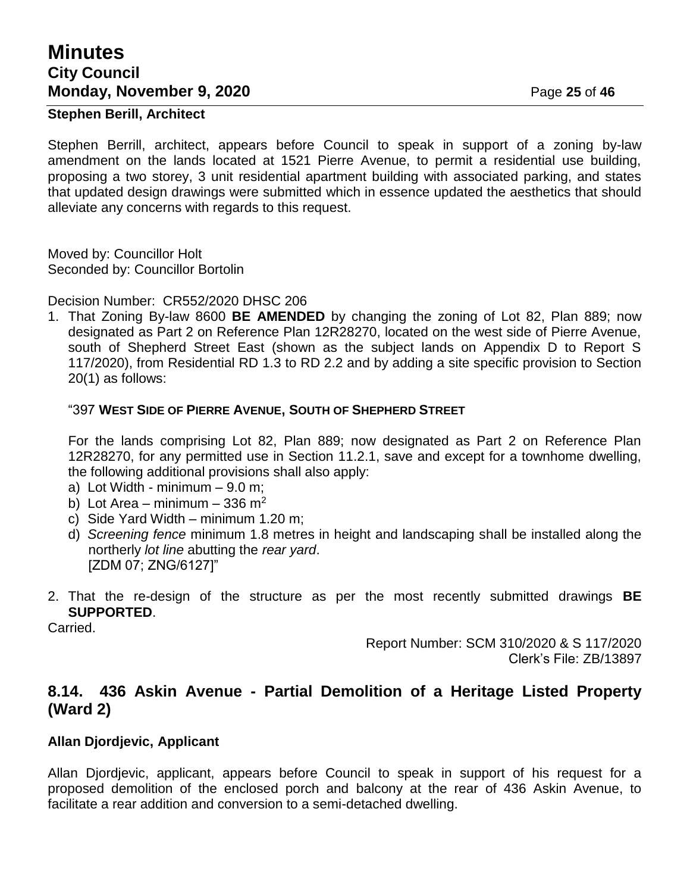**Stephen Berill, Architect**

Stephen Berrill, architect, appears before Council to speak in support of a zoning by-law amendment on the lands located at 1521 Pierre Avenue, to permit a residential use building, proposing a two storey, 3 unit residential apartment building with associated parking, and states that updated design drawings were submitted which in essence updated the aesthetics that should alleviate any concerns with regards to this request.

Moved by: Councillor Holt
Seconded by: Councillor Bortolin

Decision Number: CR552/2020 DHSC 206

1. That Zoning By-law 8600 **BE AMENDED** by changing the zoning of Lot 82, Plan 889; now designated as Part 2 on Reference Plan 12R28270, located on the west side of Pierre Avenue, south of Shepherd Street East (shown as the subject lands on Appendix D to Report S 117/2020), from Residential RD 1.3 to RD 2.2 and by adding a site specific provision to Section 20(1) as follows:

   "397 **WEST SIDE OF PIERRE AVENUE, SOUTH OF SHEPHERD STREET**

   For the lands comprising Lot 82, Plan 889; now designated as Part 2 on Reference Plan 12R28270, for any permitted use in Section 11.2.1, save and except for a townhome dwelling, the following additional provisions shall also apply:

   a) Lot Width - minimum – 9.0 m;
   b) Lot Area – minimum – 336 $m^2$
   c) Side Yard Width – minimum 1.20 m;
   d) *Screening fence* minimum 1.8 metres in height and landscaping shall be installed along the northerly *lot line* abutting the *rear yard*.
   [ZDM 07; ZNG/6127]"

2. That the re-design of the structure as per the most recently submitted drawings **BE SUPPORTED**.

Carried.

Report Number: SCM 310/2020 & S 117/2020
Clerk's File: ZB/13897

## 8.14. 436 Askin Avenue - Partial Demolition of a Heritage Listed Property (Ward 2)

**Allan Djordjevic, Applicant**

Allan Djordjevic, applicant, appears before Council to speak in support of his request for a proposed demolition of the enclosed porch and balcony at the rear of 436 Askin Avenue, to facilitate a rear addition and conversion to a semi-detached dwelling.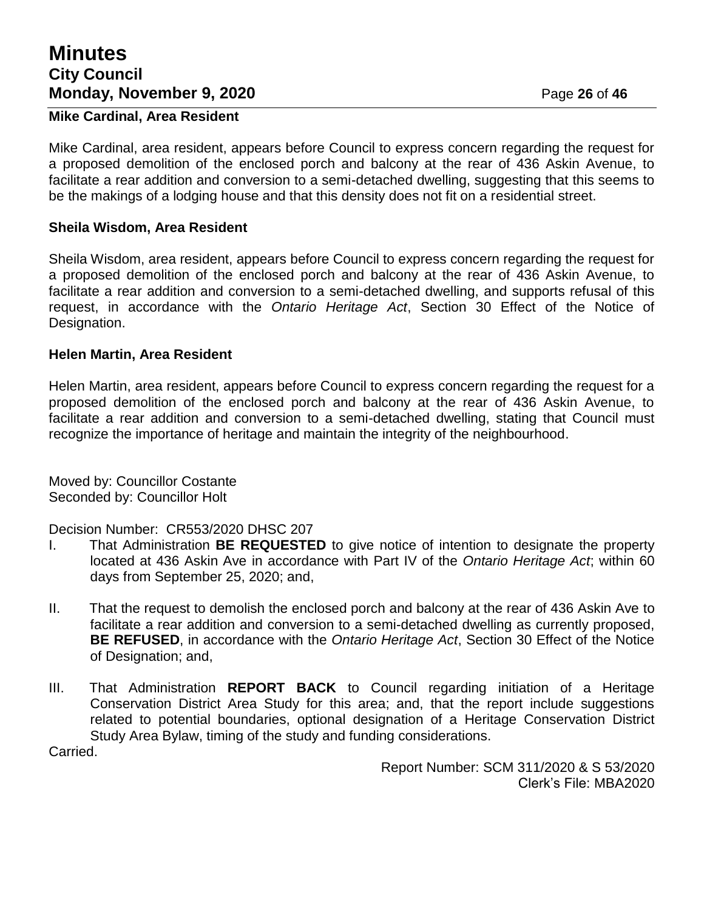**Mike Cardinal, Area Resident**

Mike Cardinal, area resident, appears before Council to express concern regarding the request for a proposed demolition of the enclosed porch and balcony at the rear of 436 Askin Avenue, to facilitate a rear addition and conversion to a semi-detached dwelling, suggesting that this seems to be the makings of a lodging house and that this density does not fit on a residential street.

**Sheila Wisdom, Area Resident**

Sheila Wisdom, area resident, appears before Council to express concern regarding the request for a proposed demolition of the enclosed porch and balcony at the rear of 436 Askin Avenue, to facilitate a rear addition and conversion to a semi-detached dwelling, and supports refusal of this request, in accordance with the *Ontario Heritage Act*, Section 30 Effect of the Notice of Designation.

**Helen Martin, Area Resident**

Helen Martin, area resident, appears before Council to express concern regarding the request for a proposed demolition of the enclosed porch and balcony at the rear of 436 Askin Avenue, to facilitate a rear addition and conversion to a semi-detached dwelling, stating that Council must recognize the importance of heritage and maintain the integrity of the neighbourhood.

Moved by: Councillor Costante
Seconded by: Councillor Holt

Decision Number: CR553/2020 DHSC 207

I. That Administration **BE REQUESTED** to give notice of intention to designate the property located at 436 Askin Ave in accordance with Part IV of the *Ontario Heritage Act*; within 60 days from September 25, 2020; and,

II. That the request to demolish the enclosed porch and balcony at the rear of 436 Askin Ave to facilitate a rear addition and conversion to a semi-detached dwelling as currently proposed, **BE REFUSED**, in accordance with the *Ontario Heritage Act*, Section 30 Effect of the Notice of Designation; and,

III. That Administration **REPORT BACK** to Council regarding initiation of a Heritage Conservation District Area Study for this area; and, that the report include suggestions related to potential boundaries, optional designation of a Heritage Conservation District Study Area Bylaw, timing of the study and funding considerations.

Carried.

Report Number: SCM 311/2020 & S 53/2020
Clerk's File: MBA2020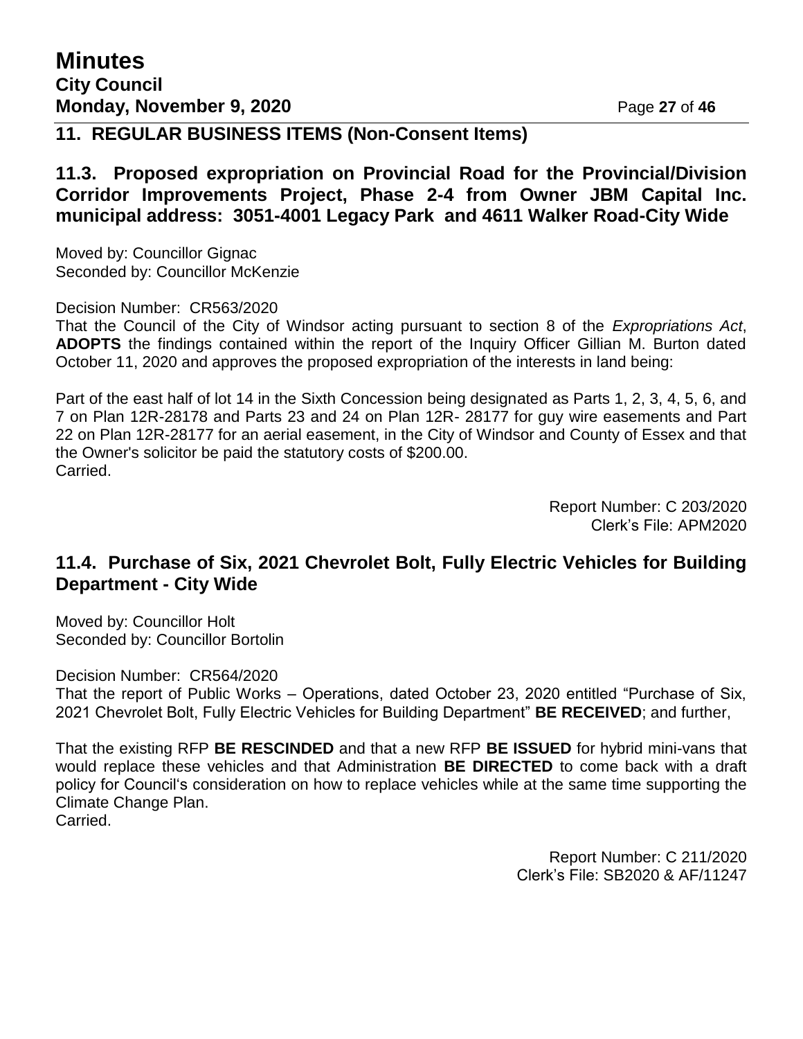## 11. REGULAR BUSINESS ITEMS (Non-Consent Items)

### 11.3. Proposed expropriation on Provincial Road for the Provincial/Division Corridor Improvements Project, Phase 2-4 from Owner JBM Capital Inc. municipal address: 3051-4001 Legacy Park and 4611 Walker Road-City Wide

Moved by: Councillor Gignac
Seconded by: Councillor McKenzie

Decision Number: CR563/2020
That the Council of the City of Windsor acting pursuant to section 8 of the *Expropriations Act*, **ADOPTS** the findings contained within the report of the Inquiry Officer Gillian M. Burton dated October 11, 2020 and approves the proposed expropriation of the interests in land being:

Part of the east half of lot 14 in the Sixth Concession being designated as Parts 1, 2, 3, 4, 5, 6, and 7 on Plan 12R-28178 and Parts 23 and 24 on Plan 12R- 28177 for guy wire easements and Part 22 on Plan 12R-28177 for an aerial easement, in the City of Windsor and County of Essex and that the Owner's solicitor be paid the statutory costs of $200.00.
Carried.

Report Number: C 203/2020
Clerk's File: APM2020

### 11.4. Purchase of Six, 2021 Chevrolet Bolt, Fully Electric Vehicles for Building Department - City Wide

Moved by: Councillor Holt
Seconded by: Councillor Bortolin

Decision Number: CR564/2020
That the report of Public Works – Operations, dated October 23, 2020 entitled "Purchase of Six, 2021 Chevrolet Bolt, Fully Electric Vehicles for Building Department" **BE RECEIVED**; and further,

That the existing RFP **BE RESCINDED** and that a new RFP **BE ISSUED** for hybrid mini-vans that would replace these vehicles and that Administration **BE DIRECTED** to come back with a draft policy for Council's consideration on how to replace vehicles while at the same time supporting the Climate Change Plan.
Carried.

Report Number: C 211/2020
Clerk's File: SB2020 & AF/11247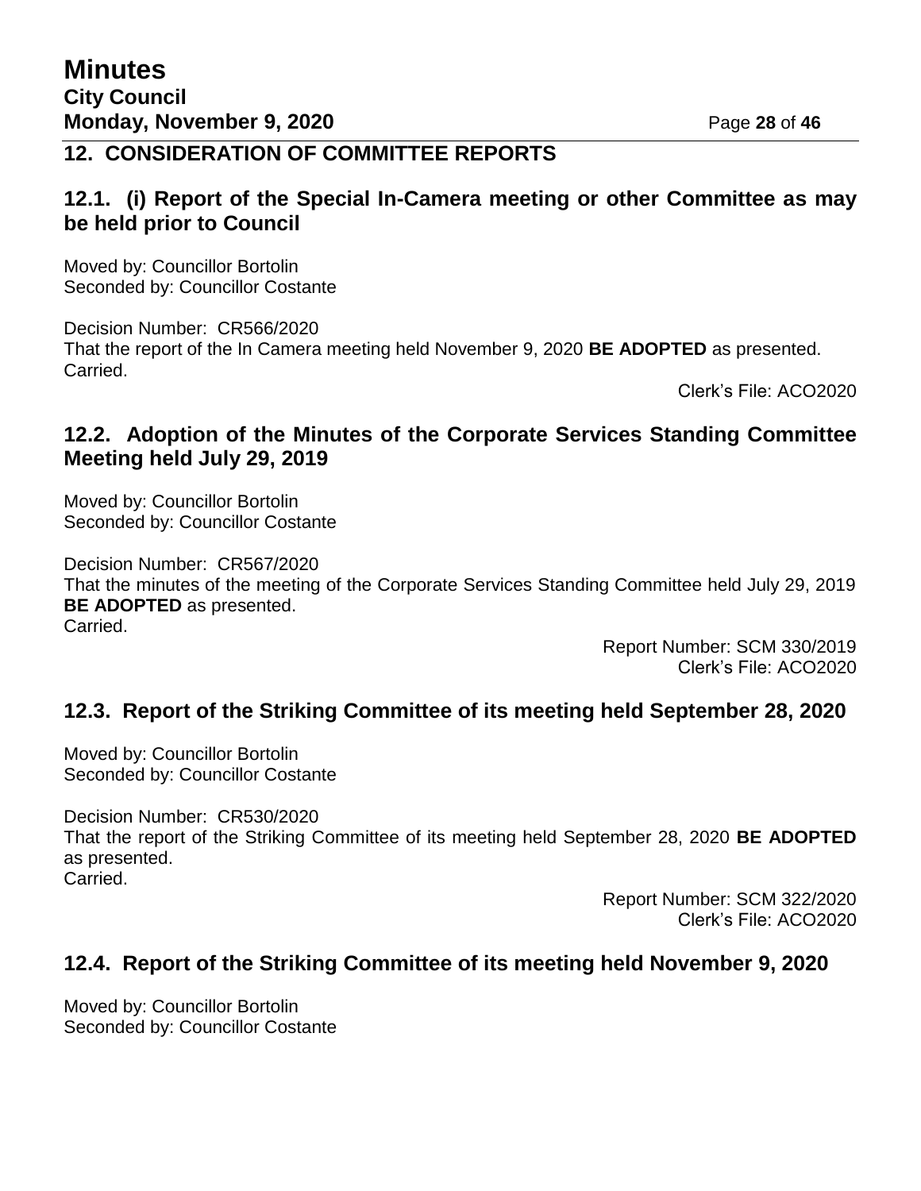## 12. CONSIDERATION OF COMMITTEE REPORTS

### 12.1. (i) Report of the Special In-Camera meeting or other Committee as may be held prior to Council

Moved by: Councillor Bortolin
Seconded by: Councillor Costante

Decision Number: CR566/2020
That the report of the In Camera meeting held November 9, 2020 **BE ADOPTED** as presented.
Carried.

Clerk's File: ACO2020

### 12.2. Adoption of the Minutes of the Corporate Services Standing Committee Meeting held July 29, 2019

Moved by: Councillor Bortolin
Seconded by: Councillor Costante

Decision Number: CR567/2020
That the minutes of the meeting of the Corporate Services Standing Committee held July 29, 2019 **BE ADOPTED** as presented.
Carried.

Report Number: SCM 330/2019
Clerk's File: ACO2020

### 12.3. Report of the Striking Committee of its meeting held September 28, 2020

Moved by: Councillor Bortolin
Seconded by: Councillor Costante

Decision Number: CR530/2020
That the report of the Striking Committee of its meeting held September 28, 2020 **BE ADOPTED** as presented.
Carried.

Report Number: SCM 322/2020
Clerk's File: ACO2020

### 12.4. Report of the Striking Committee of its meeting held November 9, 2020

Moved by: Councillor Bortolin
Seconded by: Councillor Costante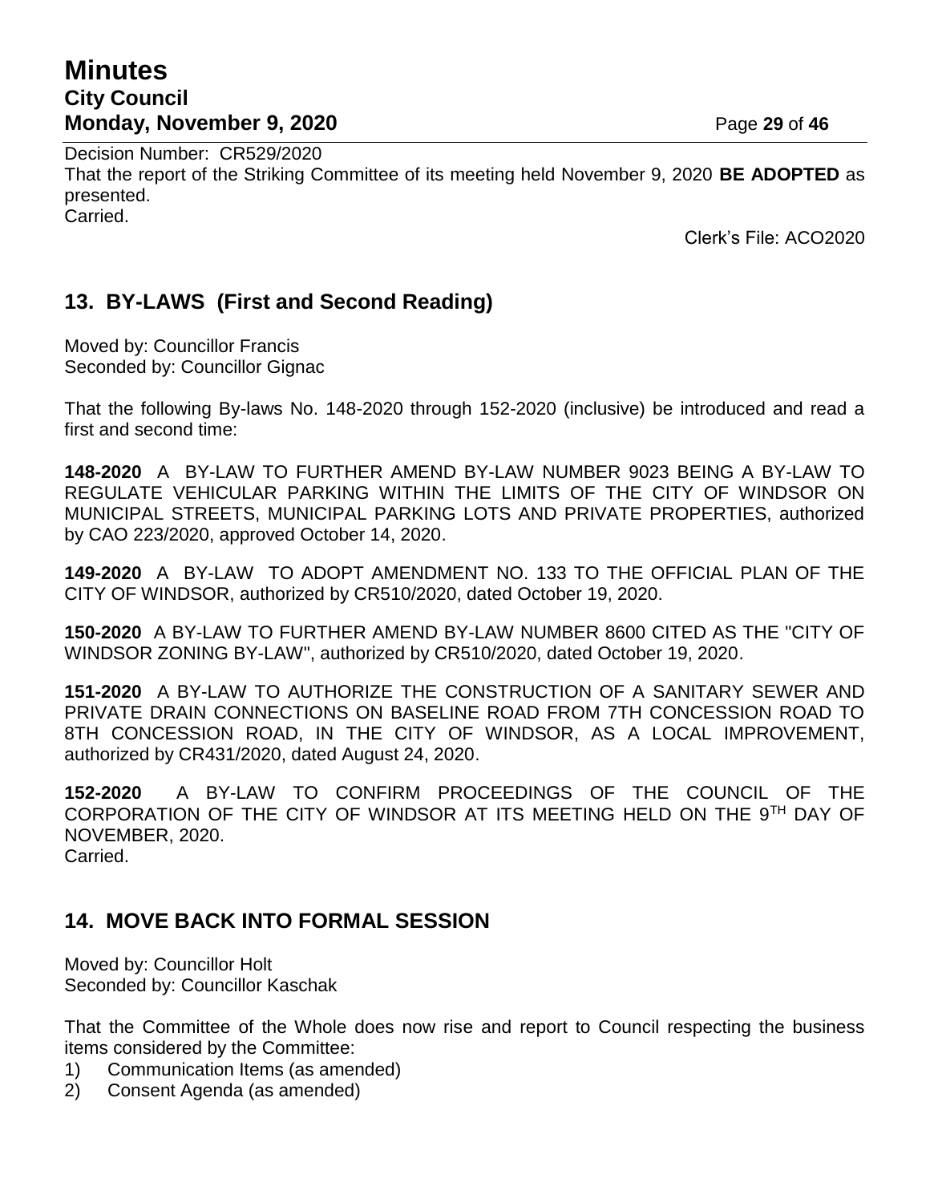Decision Number: CR529/2020
That the report of the Striking Committee of its meeting held November 9, 2020 **BE ADOPTED** as presented.
Carried.

Clerk's File: ACO2020

## 13. BY-LAWS (First and Second Reading)

Moved by: Councillor Francis
Seconded by: Councillor Gignac

That the following By-laws No. 148-2020 through 152-2020 (inclusive) be introduced and read a first and second time:

**148-2020** A BY-LAW TO FURTHER AMEND BY-LAW NUMBER 9023 BEING A BY-LAW TO REGULATE VEHICULAR PARKING WITHIN THE LIMITS OF THE CITY OF WINDSOR ON MUNICIPAL STREETS, MUNICIPAL PARKING LOTS AND PRIVATE PROPERTIES, authorized by CAO 223/2020, approved October 14, 2020.

**149-2020** A BY-LAW TO ADOPT AMENDMENT NO. 133 TO THE OFFICIAL PLAN OF THE CITY OF WINDSOR, authorized by CR510/2020, dated October 19, 2020.

**150-2020** A BY-LAW TO FURTHER AMEND BY-LAW NUMBER 8600 CITED AS THE "CITY OF WINDSOR ZONING BY-LAW", authorized by CR510/2020, dated October 19, 2020.

**151-2020** A BY-LAW TO AUTHORIZE THE CONSTRUCTION OF A SANITARY SEWER AND PRIVATE DRAIN CONNECTIONS ON BASELINE ROAD FROM 7TH CONCESSION ROAD TO 8TH CONCESSION ROAD, IN THE CITY OF WINDSOR, AS A LOCAL IMPROVEMENT, authorized by CR431/2020, dated August 24, 2020.

**152-2020** A BY-LAW TO CONFIRM PROCEEDINGS OF THE COUNCIL OF THE CORPORATION OF THE CITY OF WINDSOR AT ITS MEETING HELD ON THE 9TH DAY OF NOVEMBER, 2020.
Carried.

## 14. MOVE BACK INTO FORMAL SESSION

Moved by: Councillor Holt
Seconded by: Councillor Kaschak

That the Committee of the Whole does now rise and report to Council respecting the business items considered by the Committee:

1) Communication Items (as amended)
2) Consent Agenda (as amended)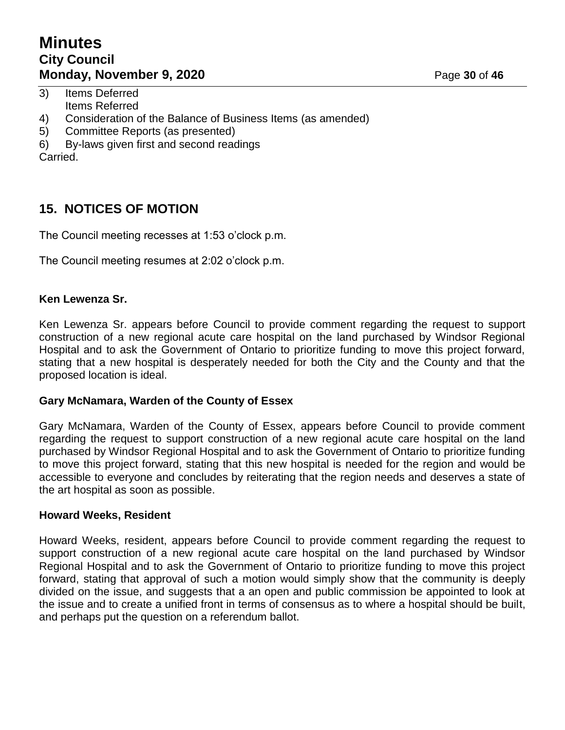3) Items Deferred
   Items Referred
4) Consideration of the Balance of Business Items (as amended)
5) Committee Reports (as presented)
6) By-laws given first and second readings

Carried.

## 15. NOTICES OF MOTION

The Council meeting recesses at 1:53 o'clock p.m.

The Council meeting resumes at 2:02 o'clock p.m.

**Ken Lewenza Sr.**

Ken Lewenza Sr. appears before Council to provide comment regarding the request to support construction of a new regional acute care hospital on the land purchased by Windsor Regional Hospital and to ask the Government of Ontario to prioritize funding to move this project forward, stating that a new hospital is desperately needed for both the City and the County and that the proposed location is ideal.

**Gary McNamara, Warden of the County of Essex**

Gary McNamara, Warden of the County of Essex, appears before Council to provide comment regarding the request to support construction of a new regional acute care hospital on the land purchased by Windsor Regional Hospital and to ask the Government of Ontario to prioritize funding to move this project forward, stating that this new hospital is needed for the region and would be accessible to everyone and concludes by reiterating that the region needs and deserves a state of the art hospital as soon as possible.

**Howard Weeks, Resident**

Howard Weeks, resident, appears before Council to provide comment regarding the request to support construction of a new regional acute care hospital on the land purchased by Windsor Regional Hospital and to ask the Government of Ontario to prioritize funding to move this project forward, stating that approval of such a motion would simply show that the community is deeply divided on the issue, and suggests that a an open and public commission be appointed to look at the issue and to create a unified front in terms of consensus as to where a hospital should be built, and perhaps put the question on a referendum ballot.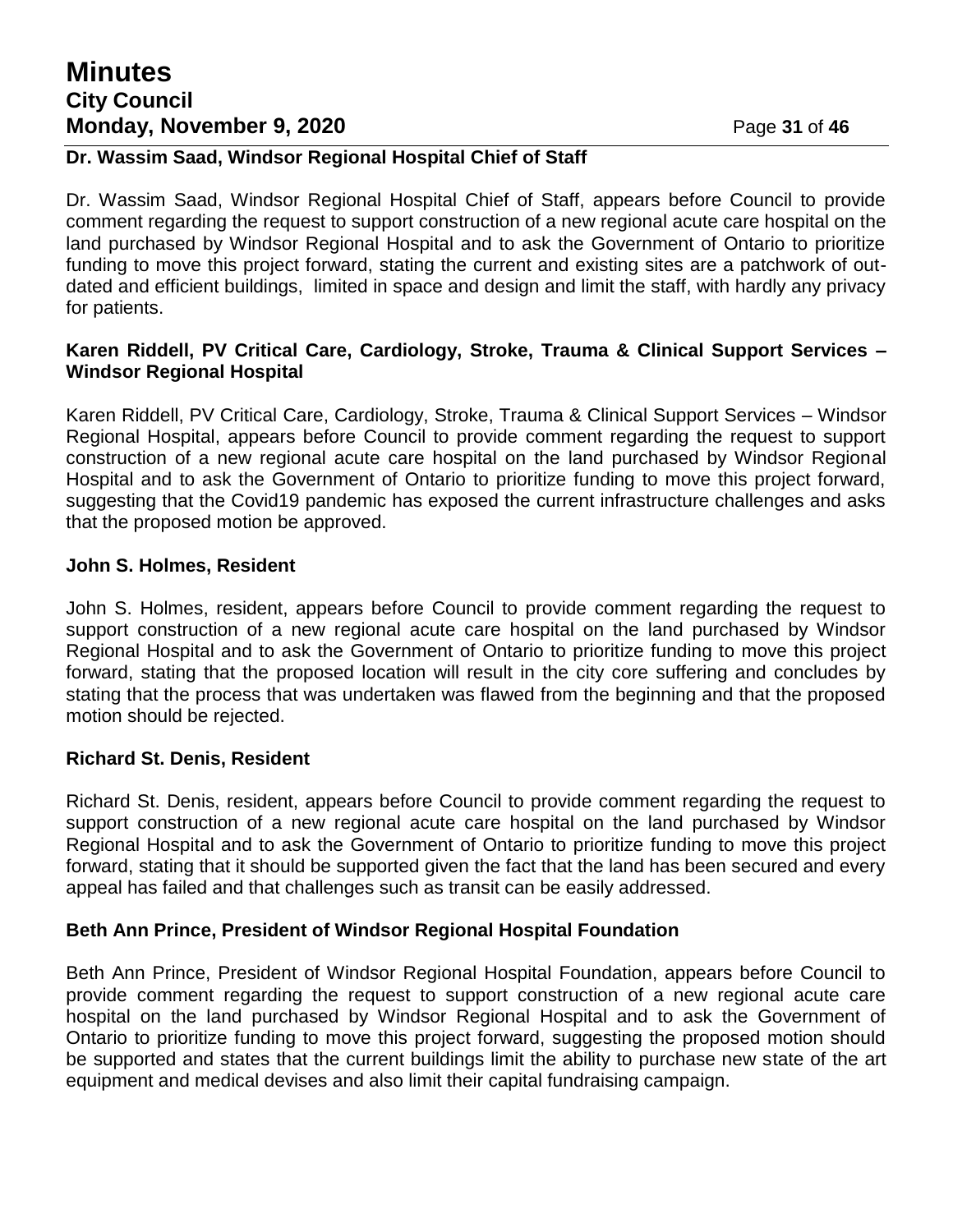**Dr. Wassim Saad, Windsor Regional Hospital Chief of Staff**

Dr. Wassim Saad, Windsor Regional Hospital Chief of Staff, appears before Council to provide comment regarding the request to support construction of a new regional acute care hospital on the land purchased by Windsor Regional Hospital and to ask the Government of Ontario to prioritize funding to move this project forward, stating the current and existing sites are a patchwork of out-dated and efficient buildings, limited in space and design and limit the staff, with hardly any privacy for patients.

**Karen Riddell, PV Critical Care, Cardiology, Stroke, Trauma & Clinical Support Services – Windsor Regional Hospital**

Karen Riddell, PV Critical Care, Cardiology, Stroke, Trauma & Clinical Support Services – Windsor Regional Hospital, appears before Council to provide comment regarding the request to support construction of a new regional acute care hospital on the land purchased by Windsor Regional Hospital and to ask the Government of Ontario to prioritize funding to move this project forward, suggesting that the Covid19 pandemic has exposed the current infrastructure challenges and asks that the proposed motion be approved.

**John S. Holmes, Resident**

John S. Holmes, resident, appears before Council to provide comment regarding the request to support construction of a new regional acute care hospital on the land purchased by Windsor Regional Hospital and to ask the Government of Ontario to prioritize funding to move this project forward, stating that the proposed location will result in the city core suffering and concludes by stating that the process that was undertaken was flawed from the beginning and that the proposed motion should be rejected.

**Richard St. Denis, Resident**

Richard St. Denis, resident, appears before Council to provide comment regarding the request to support construction of a new regional acute care hospital on the land purchased by Windsor Regional Hospital and to ask the Government of Ontario to prioritize funding to move this project forward, stating that it should be supported given the fact that the land has been secured and every appeal has failed and that challenges such as transit can be easily addressed.

**Beth Ann Prince, President of Windsor Regional Hospital Foundation**

Beth Ann Prince, President of Windsor Regional Hospital Foundation, appears before Council to provide comment regarding the request to support construction of a new regional acute care hospital on the land purchased by Windsor Regional Hospital and to ask the Government of Ontario to prioritize funding to move this project forward, suggesting the proposed motion should be supported and states that the current buildings limit the ability to purchase new state of the art equipment and medical devises and also limit their capital fundraising campaign.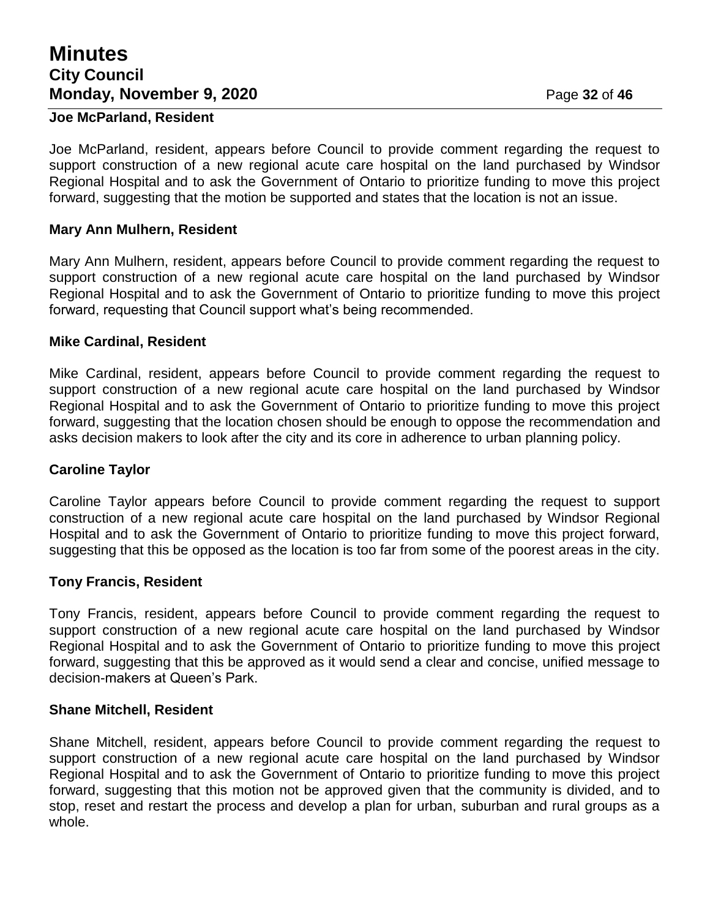**Joe McParland, Resident**

Joe McParland, resident, appears before Council to provide comment regarding the request to support construction of a new regional acute care hospital on the land purchased by Windsor Regional Hospital and to ask the Government of Ontario to prioritize funding to move this project forward, suggesting that the motion be supported and states that the location is not an issue.

**Mary Ann Mulhern, Resident**

Mary Ann Mulhern, resident, appears before Council to provide comment regarding the request to support construction of a new regional acute care hospital on the land purchased by Windsor Regional Hospital and to ask the Government of Ontario to prioritize funding to move this project forward, requesting that Council support what's being recommended.

**Mike Cardinal, Resident**

Mike Cardinal, resident, appears before Council to provide comment regarding the request to support construction of a new regional acute care hospital on the land purchased by Windsor Regional Hospital and to ask the Government of Ontario to prioritize funding to move this project forward, suggesting that the location chosen should be enough to oppose the recommendation and asks decision makers to look after the city and its core in adherence to urban planning policy.

**Caroline Taylor**

Caroline Taylor appears before Council to provide comment regarding the request to support construction of a new regional acute care hospital on the land purchased by Windsor Regional Hospital and to ask the Government of Ontario to prioritize funding to move this project forward, suggesting that this be opposed as the location is too far from some of the poorest areas in the city.

**Tony Francis, Resident**

Tony Francis, resident, appears before Council to provide comment regarding the request to support construction of a new regional acute care hospital on the land purchased by Windsor Regional Hospital and to ask the Government of Ontario to prioritize funding to move this project forward, suggesting that this be approved as it would send a clear and concise, unified message to decision-makers at Queen's Park.

**Shane Mitchell, Resident**

Shane Mitchell, resident, appears before Council to provide comment regarding the request to support construction of a new regional acute care hospital on the land purchased by Windsor Regional Hospital and to ask the Government of Ontario to prioritize funding to move this project forward, suggesting that this motion not be approved given that the community is divided, and to stop, reset and restart the process and develop a plan for urban, suburban and rural groups as a whole.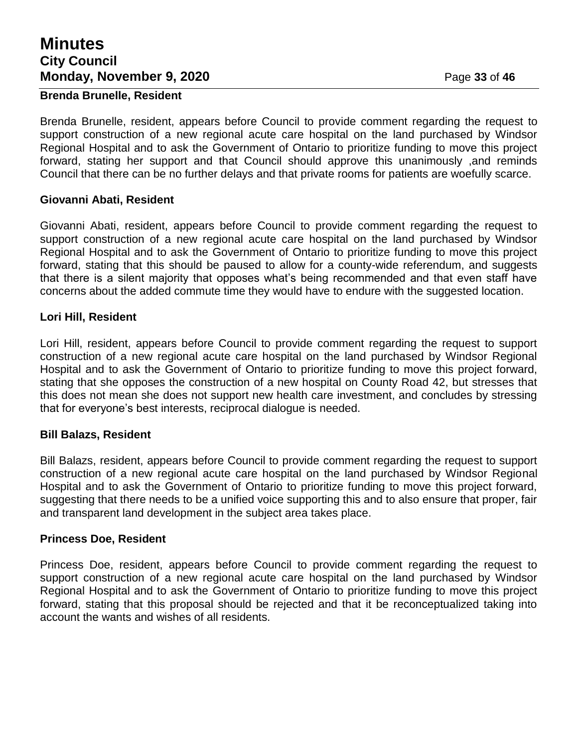**Brenda Brunelle, Resident**

Brenda Brunelle, resident, appears before Council to provide comment regarding the request to support construction of a new regional acute care hospital on the land purchased by Windsor Regional Hospital and to ask the Government of Ontario to prioritize funding to move this project forward, stating her support and that Council should approve this unanimously ,and reminds Council that there can be no further delays and that private rooms for patients are woefully scarce.

**Giovanni Abati, Resident**

Giovanni Abati, resident, appears before Council to provide comment regarding the request to support construction of a new regional acute care hospital on the land purchased by Windsor Regional Hospital and to ask the Government of Ontario to prioritize funding to move this project forward, stating that this should be paused to allow for a county-wide referendum, and suggests that there is a silent majority that opposes what's being recommended and that even staff have concerns about the added commute time they would have to endure with the suggested location.

**Lori Hill, Resident**

Lori Hill, resident, appears before Council to provide comment regarding the request to support construction of a new regional acute care hospital on the land purchased by Windsor Regional Hospital and to ask the Government of Ontario to prioritize funding to move this project forward, stating that she opposes the construction of a new hospital on County Road 42, but stresses that this does not mean she does not support new health care investment, and concludes by stressing that for everyone's best interests, reciprocal dialogue is needed.

**Bill Balazs, Resident**

Bill Balazs, resident, appears before Council to provide comment regarding the request to support construction of a new regional acute care hospital on the land purchased by Windsor Regional Hospital and to ask the Government of Ontario to prioritize funding to move this project forward, suggesting that there needs to be a unified voice supporting this and to also ensure that proper, fair and transparent land development in the subject area takes place.

**Princess Doe, Resident**

Princess Doe, resident, appears before Council to provide comment regarding the request to support construction of a new regional acute care hospital on the land purchased by Windsor Regional Hospital and to ask the Government of Ontario to prioritize funding to move this project forward, stating that this proposal should be rejected and that it be reconceptualized taking into account the wants and wishes of all residents.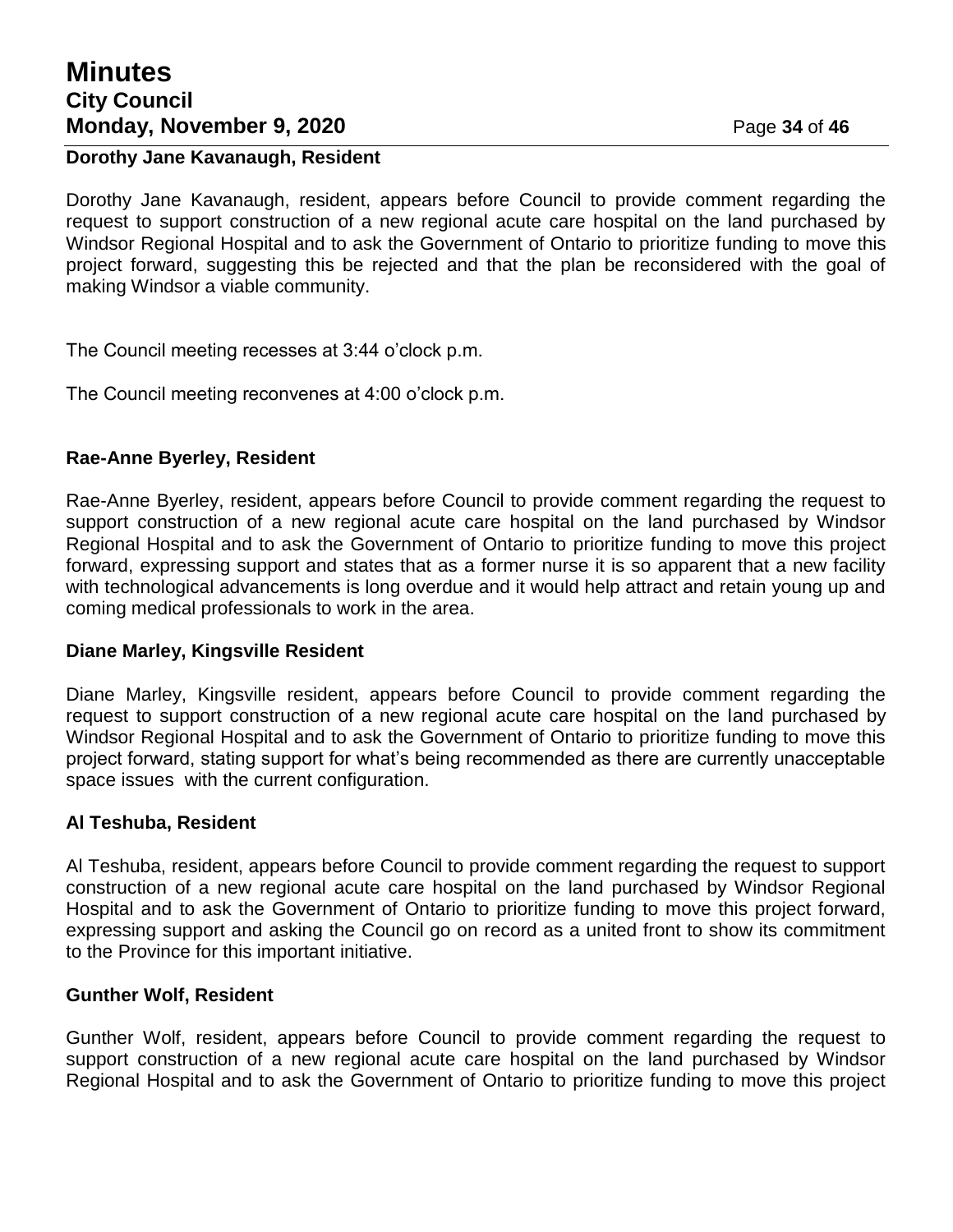**Dorothy Jane Kavanaugh, Resident**

Dorothy Jane Kavanaugh, resident, appears before Council to provide comment regarding the request to support construction of a new regional acute care hospital on the land purchased by Windsor Regional Hospital and to ask the Government of Ontario to prioritize funding to move this project forward, suggesting this be rejected and that the plan be reconsidered with the goal of making Windsor a viable community.

The Council meeting recesses at 3:44 o'clock p.m.

The Council meeting reconvenes at 4:00 o'clock p.m.

**Rae-Anne Byerley, Resident**

Rae-Anne Byerley, resident, appears before Council to provide comment regarding the request to support construction of a new regional acute care hospital on the land purchased by Windsor Regional Hospital and to ask the Government of Ontario to prioritize funding to move this project forward, expressing support and states that as a former nurse it is so apparent that a new facility with technological advancements is long overdue and it would help attract and retain young up and coming medical professionals to work in the area.

**Diane Marley, Kingsville Resident**

Diane Marley, Kingsville resident, appears before Council to provide comment regarding the request to support construction of a new regional acute care hospital on the land purchased by Windsor Regional Hospital and to ask the Government of Ontario to prioritize funding to move this project forward, stating support for what's being recommended as there are currently unacceptable space issues with the current configuration.

**Al Teshuba, Resident**

Al Teshuba, resident, appears before Council to provide comment regarding the request to support construction of a new regional acute care hospital on the land purchased by Windsor Regional Hospital and to ask the Government of Ontario to prioritize funding to move this project forward, expressing support and asking the Council go on record as a united front to show its commitment to the Province for this important initiative.

**Gunther Wolf, Resident**

Gunther Wolf, resident, appears before Council to provide comment regarding the request to support construction of a new regional acute care hospital on the land purchased by Windsor Regional Hospital and to ask the Government of Ontario to prioritize funding to move this project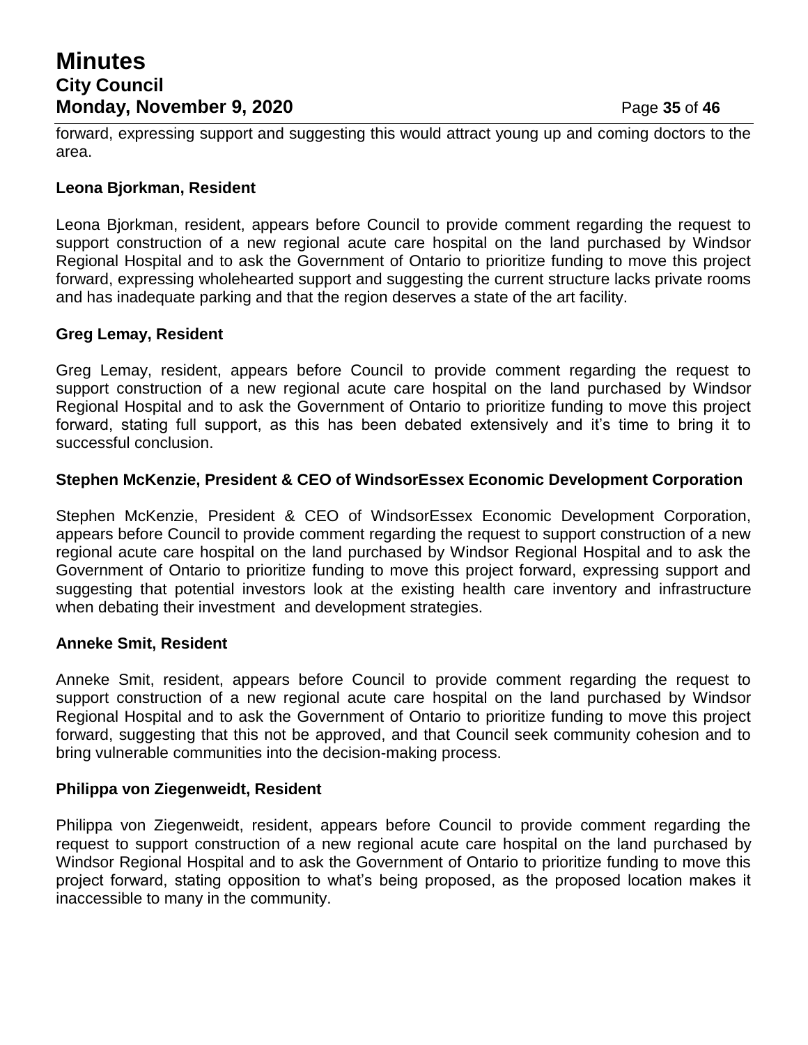forward, expressing support and suggesting this would attract young up and coming doctors to the area.

**Leona Bjorkman, Resident**

Leona Bjorkman, resident, appears before Council to provide comment regarding the request to support construction of a new regional acute care hospital on the land purchased by Windsor Regional Hospital and to ask the Government of Ontario to prioritize funding to move this project forward, expressing wholehearted support and suggesting the current structure lacks private rooms and has inadequate parking and that the region deserves a state of the art facility.

**Greg Lemay, Resident**

Greg Lemay, resident, appears before Council to provide comment regarding the request to support construction of a new regional acute care hospital on the land purchased by Windsor Regional Hospital and to ask the Government of Ontario to prioritize funding to move this project forward, stating full support, as this has been debated extensively and it's time to bring it to successful conclusion.

**Stephen McKenzie, President & CEO of WindsorEssex Economic Development Corporation**

Stephen McKenzie, President & CEO of WindsorEssex Economic Development Corporation, appears before Council to provide comment regarding the request to support construction of a new regional acute care hospital on the land purchased by Windsor Regional Hospital and to ask the Government of Ontario to prioritize funding to move this project forward, expressing support and suggesting that potential investors look at the existing health care inventory and infrastructure when debating their investment and development strategies.

**Anneke Smit, Resident**

Anneke Smit, resident, appears before Council to provide comment regarding the request to support construction of a new regional acute care hospital on the land purchased by Windsor Regional Hospital and to ask the Government of Ontario to prioritize funding to move this project forward, suggesting that this not be approved, and that Council seek community cohesion and to bring vulnerable communities into the decision-making process.

**Philippa von Ziegenweidt, Resident**

Philippa von Ziegenweidt, resident, appears before Council to provide comment regarding the request to support construction of a new regional acute care hospital on the land purchased by Windsor Regional Hospital and to ask the Government of Ontario to prioritize funding to move this project forward, stating opposition to what's being proposed, as the proposed location makes it inaccessible to many in the community.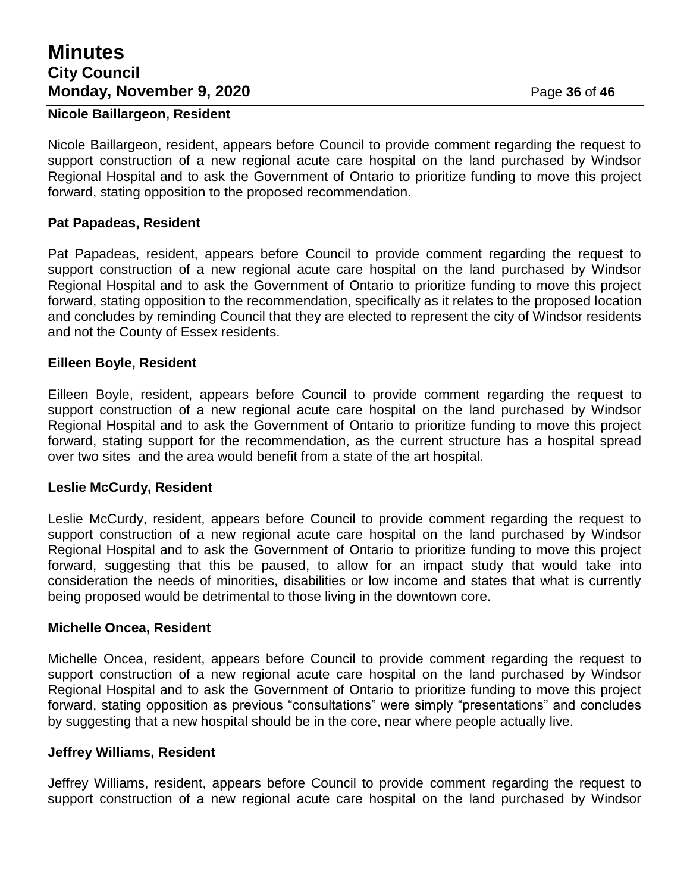**Nicole Baillargeon, Resident**

Nicole Baillargeon, resident, appears before Council to provide comment regarding the request to support construction of a new regional acute care hospital on the land purchased by Windsor Regional Hospital and to ask the Government of Ontario to prioritize funding to move this project forward, stating opposition to the proposed recommendation.

**Pat Papadeas, Resident**

Pat Papadeas, resident, appears before Council to provide comment regarding the request to support construction of a new regional acute care hospital on the land purchased by Windsor Regional Hospital and to ask the Government of Ontario to prioritize funding to move this project forward, stating opposition to the recommendation, specifically as it relates to the proposed location and concludes by reminding Council that they are elected to represent the city of Windsor residents and not the County of Essex residents.

**Eilleen Boyle, Resident**

Eilleen Boyle, resident, appears before Council to provide comment regarding the request to support construction of a new regional acute care hospital on the land purchased by Windsor Regional Hospital and to ask the Government of Ontario to prioritize funding to move this project forward, stating support for the recommendation, as the current structure has a hospital spread over two sites and the area would benefit from a state of the art hospital.

**Leslie McCurdy, Resident**

Leslie McCurdy, resident, appears before Council to provide comment regarding the request to support construction of a new regional acute care hospital on the land purchased by Windsor Regional Hospital and to ask the Government of Ontario to prioritize funding to move this project forward, suggesting that this be paused, to allow for an impact study that would take into consideration the needs of minorities, disabilities or low income and states that what is currently being proposed would be detrimental to those living in the downtown core.

**Michelle Oncea, Resident**

Michelle Oncea, resident, appears before Council to provide comment regarding the request to support construction of a new regional acute care hospital on the land purchased by Windsor Regional Hospital and to ask the Government of Ontario to prioritize funding to move this project forward, stating opposition as previous "consultations" were simply "presentations" and concludes by suggesting that a new hospital should be in the core, near where people actually live.

**Jeffrey Williams, Resident**

Jeffrey Williams, resident, appears before Council to provide comment regarding the request to support construction of a new regional acute care hospital on the land purchased by Windsor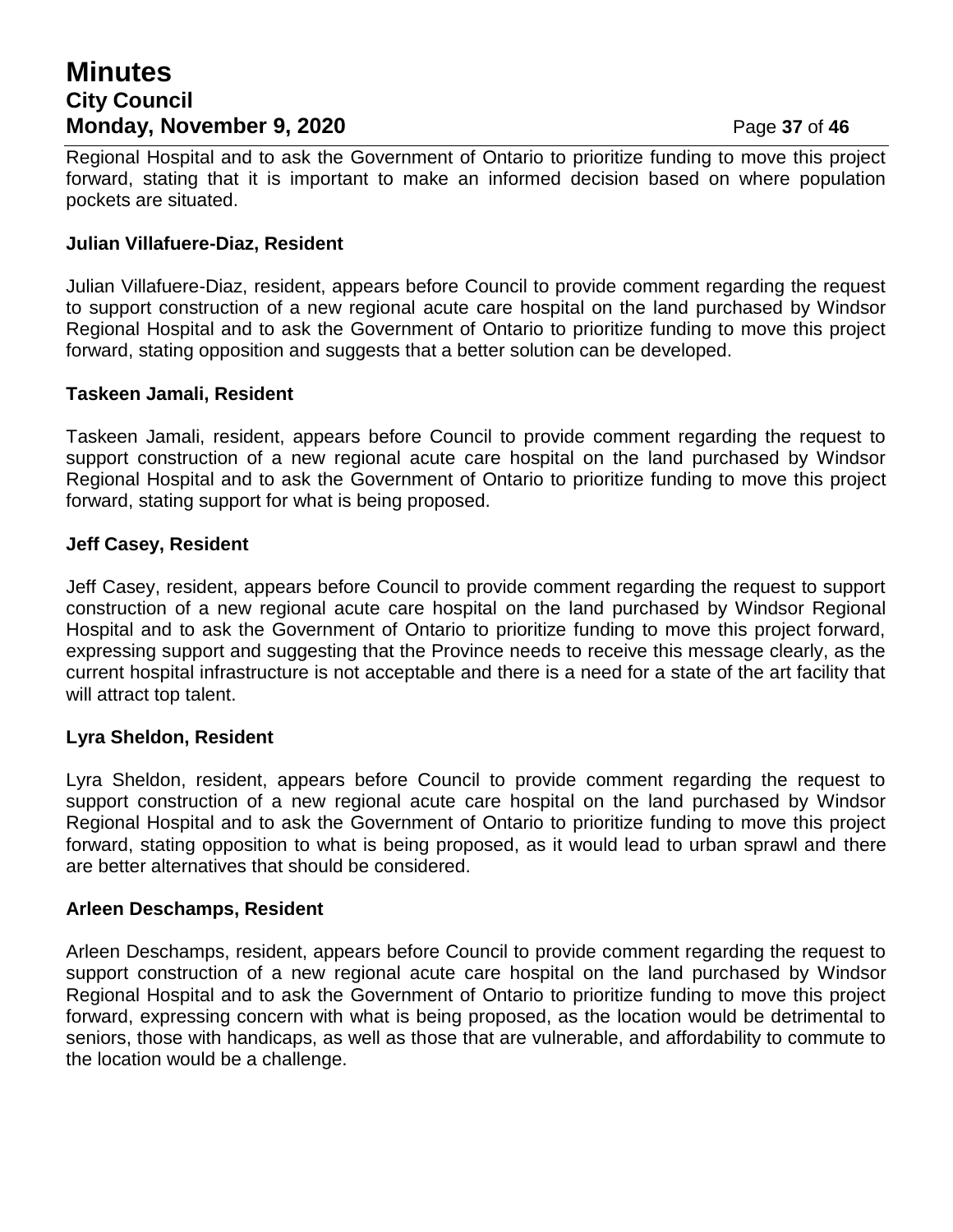Regional Hospital and to ask the Government of Ontario to prioritize funding to move this project forward, stating that it is important to make an informed decision based on where population pockets are situated.

**Julian Villafuere-Diaz, Resident**

Julian Villafuere-Diaz, resident, appears before Council to provide comment regarding the request to support construction of a new regional acute care hospital on the land purchased by Windsor Regional Hospital and to ask the Government of Ontario to prioritize funding to move this project forward, stating opposition and suggests that a better solution can be developed.

**Taskeen Jamali, Resident**

Taskeen Jamali, resident, appears before Council to provide comment regarding the request to support construction of a new regional acute care hospital on the land purchased by Windsor Regional Hospital and to ask the Government of Ontario to prioritize funding to move this project forward, stating support for what is being proposed.

**Jeff Casey, Resident**

Jeff Casey, resident, appears before Council to provide comment regarding the request to support construction of a new regional acute care hospital on the land purchased by Windsor Regional Hospital and to ask the Government of Ontario to prioritize funding to move this project forward, expressing support and suggesting that the Province needs to receive this message clearly, as the current hospital infrastructure is not acceptable and there is a need for a state of the art facility that will attract top talent.

**Lyra Sheldon, Resident**

Lyra Sheldon, resident, appears before Council to provide comment regarding the request to support construction of a new regional acute care hospital on the land purchased by Windsor Regional Hospital and to ask the Government of Ontario to prioritize funding to move this project forward, stating opposition to what is being proposed, as it would lead to urban sprawl and there are better alternatives that should be considered.

**Arleen Deschamps, Resident**

Arleen Deschamps, resident, appears before Council to provide comment regarding the request to support construction of a new regional acute care hospital on the land purchased by Windsor Regional Hospital and to ask the Government of Ontario to prioritize funding to move this project forward, expressing concern with what is being proposed, as the location would be detrimental to seniors, those with handicaps, as well as those that are vulnerable, and affordability to commute to the location would be a challenge.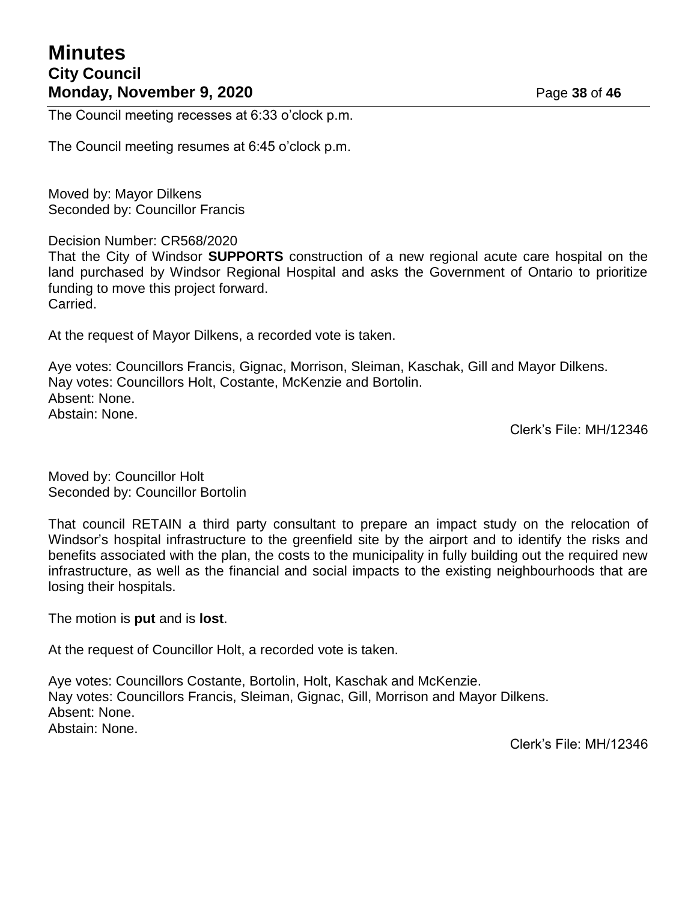The Council meeting recesses at 6:33 o'clock p.m.

The Council meeting resumes at 6:45 o'clock p.m.

Moved by: Mayor Dilkens
Seconded by: Councillor Francis

Decision Number: CR568/2020
That the City of Windsor **SUPPORTS** construction of a new regional acute care hospital on the land purchased by Windsor Regional Hospital and asks the Government of Ontario to prioritize funding to move this project forward.
Carried.

At the request of Mayor Dilkens, a recorded vote is taken.

Aye votes: Councillors Francis, Gignac, Morrison, Sleiman, Kaschak, Gill and Mayor Dilkens.
Nay votes: Councillors Holt, Costante, McKenzie and Bortolin.
Absent: None.
Abstain: None.

Clerk's File: MH/12346

Moved by: Councillor Holt
Seconded by: Councillor Bortolin

That council RETAIN a third party consultant to prepare an impact study on the relocation of Windsor's hospital infrastructure to the greenfield site by the airport and to identify the risks and benefits associated with the plan, the costs to the municipality in fully building out the required new infrastructure, as well as the financial and social impacts to the existing neighbourhoods that are losing their hospitals.

The motion is **put** and is **lost**.

At the request of Councillor Holt, a recorded vote is taken.

Aye votes: Councillors Costante, Bortolin, Holt, Kaschak and McKenzie.
Nay votes: Councillors Francis, Sleiman, Gignac, Gill, Morrison and Mayor Dilkens.
Absent: None.
Abstain: None.

Clerk's File: MH/12346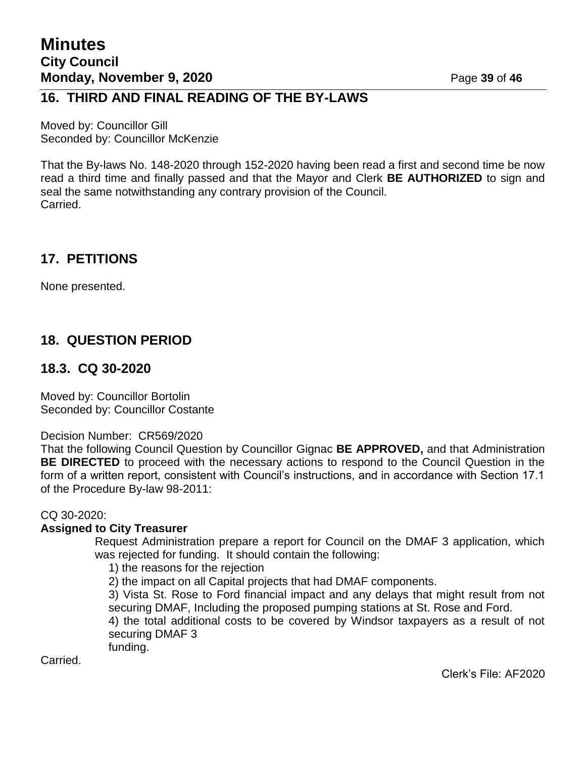## 16. THIRD AND FINAL READING OF THE BY-LAWS

Moved by: Councillor Gill
Seconded by: Councillor McKenzie

That the By-laws No. 148-2020 through 152-2020 having been read a first and second time be now read a third time and finally passed and that the Mayor and Clerk **BE AUTHORIZED** to sign and seal the same notwithstanding any contrary provision of the Council.
Carried.

## 17. PETITIONS

None presented.

## 18. QUESTION PERIOD

## 18.3. CQ 30-2020

Moved by: Councillor Bortolin
Seconded by: Councillor Costante

Decision Number: CR569/2020
That the following Council Question by Councillor Gignac **BE APPROVED,** and that Administration **BE DIRECTED** to proceed with the necessary actions to respond to the Council Question in the form of a written report, consistent with Council's instructions, and in accordance with Section 17.1 of the Procedure By-law 98-2011:

CQ 30-2020:
**Assigned to City Treasurer**

> Request Administration prepare a report for Council on the DMAF 3 application, which was rejected for funding. It should contain the following:
>
> 1) the reasons for the rejection
>
> 2) the impact on all Capital projects that had DMAF components.
>
> 3) Vista St. Rose to Ford financial impact and any delays that might result from not securing DMAF, Including the proposed pumping stations at St. Rose and Ford.
>
> 4) the total additional costs to be covered by Windsor taxpayers as a result of not securing DMAF 3
> funding.

Carried.

Clerk's File: AF2020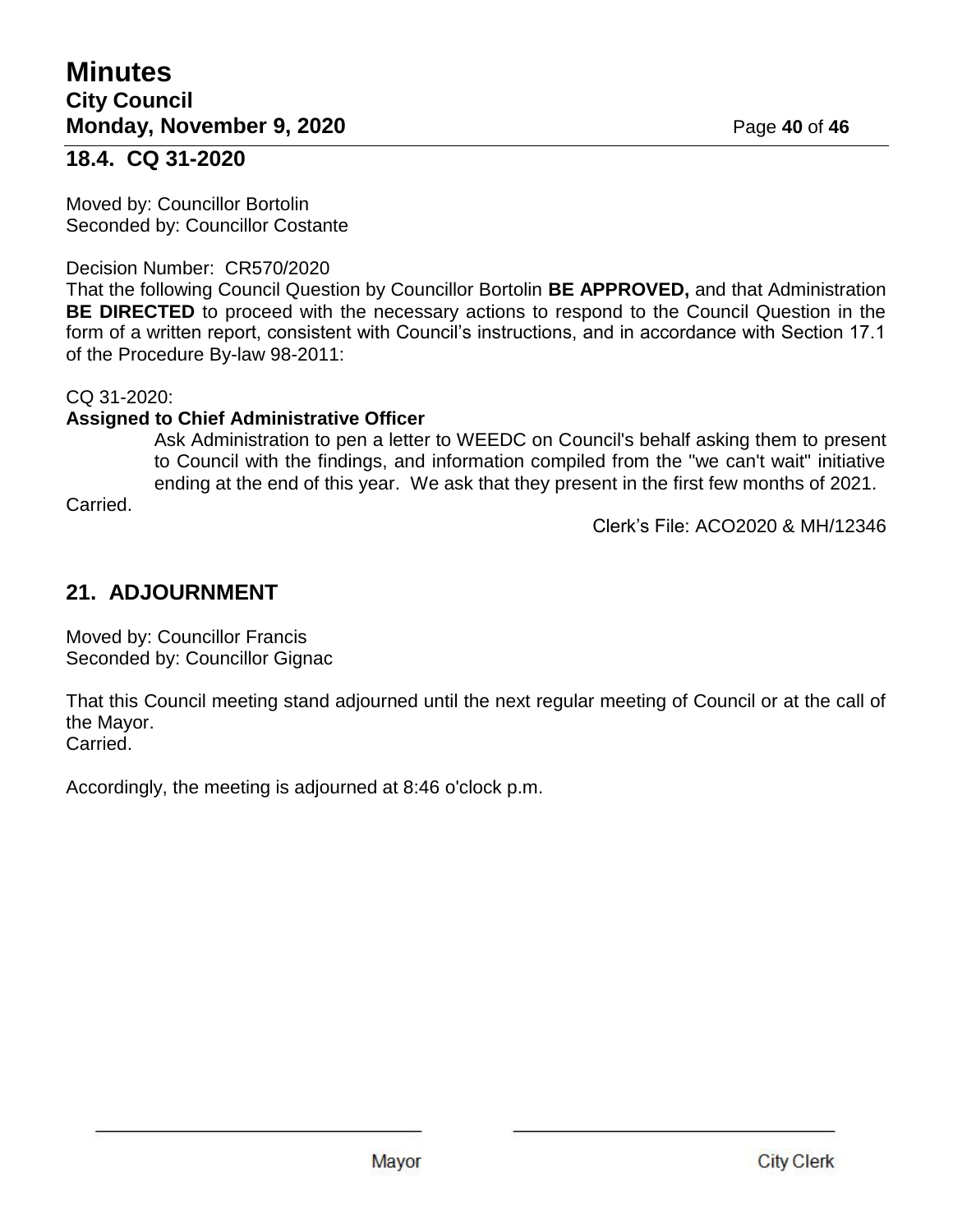## 18.4. CQ 31-2020

Moved by: Councillor Bortolin
Seconded by: Councillor Costante

Decision Number: CR570/2020
That the following Council Question by Councillor Bortolin **BE APPROVED,** and that Administration **BE DIRECTED** to proceed with the necessary actions to respond to the Council Question in the form of a written report, consistent with Council's instructions, and in accordance with Section 17.1 of the Procedure By-law 98-2011:

CQ 31-2020:
**Assigned to Chief Administrative Officer**

> Ask Administration to pen a letter to WEEDC on Council's behalf asking them to present to Council with the findings, and information compiled from the "we can't wait" initiative ending at the end of this year. We ask that they present in the first few months of 2021.

Carried.

Clerk's File: ACO2020 & MH/12346

## 21. ADJOURNMENT

Moved by: Councillor Francis
Seconded by: Councillor Gignac

That this Council meeting stand adjourned until the next regular meeting of Council or at the call of the Mayor.
Carried.

Accordingly, the meeting is adjourned at 8:46 o'clock p.m.

Mayor

City Clerk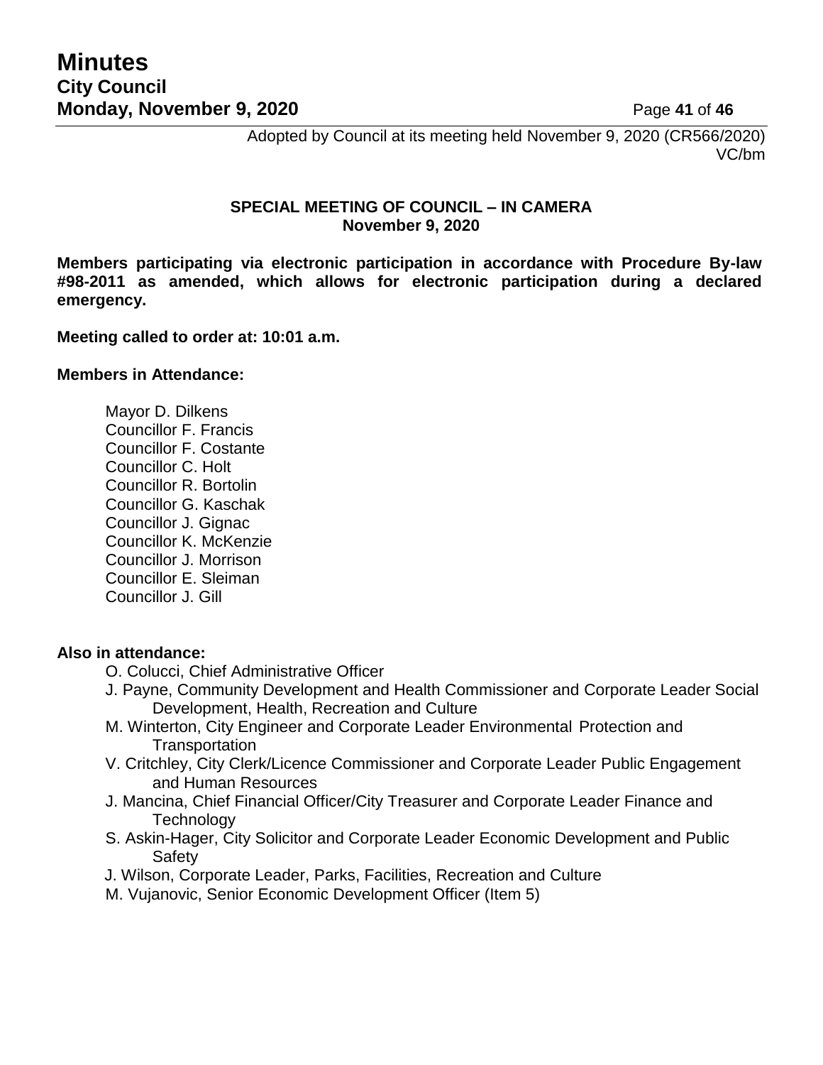Adopted by Council at its meeting held November 9, 2020 (CR566/2020)
VC/bm

**SPECIAL MEETING OF COUNCIL – IN CAMERA**
**November 9, 2020**

**Members participating via electronic participation in accordance with Procedure By-law #98-2011 as amended, which allows for electronic participation during a declared emergency.**

**Meeting called to order at: 10:01 a.m.**

**Members in Attendance:**

Mayor D. Dilkens
Councillor F. Francis
Councillor F. Costante
Councillor C. Holt
Councillor R. Bortolin
Councillor G. Kaschak
Councillor J. Gignac
Councillor K. McKenzie
Councillor J. Morrison
Councillor E. Sleiman
Councillor J. Gill

**Also in attendance:**

O. Colucci, Chief Administrative Officer
J. Payne, Community Development and Health Commissioner and Corporate Leader Social Development, Health, Recreation and Culture
M. Winterton, City Engineer and Corporate Leader Environmental Protection and Transportation
V. Critchley, City Clerk/Licence Commissioner and Corporate Leader Public Engagement and Human Resources
J. Mancina, Chief Financial Officer/City Treasurer and Corporate Leader Finance and Technology
S. Askin-Hager, City Solicitor and Corporate Leader Economic Development and Public Safety
J. Wilson, Corporate Leader, Parks, Facilities, Recreation and Culture
M. Vujanovic, Senior Economic Development Officer (Item 5)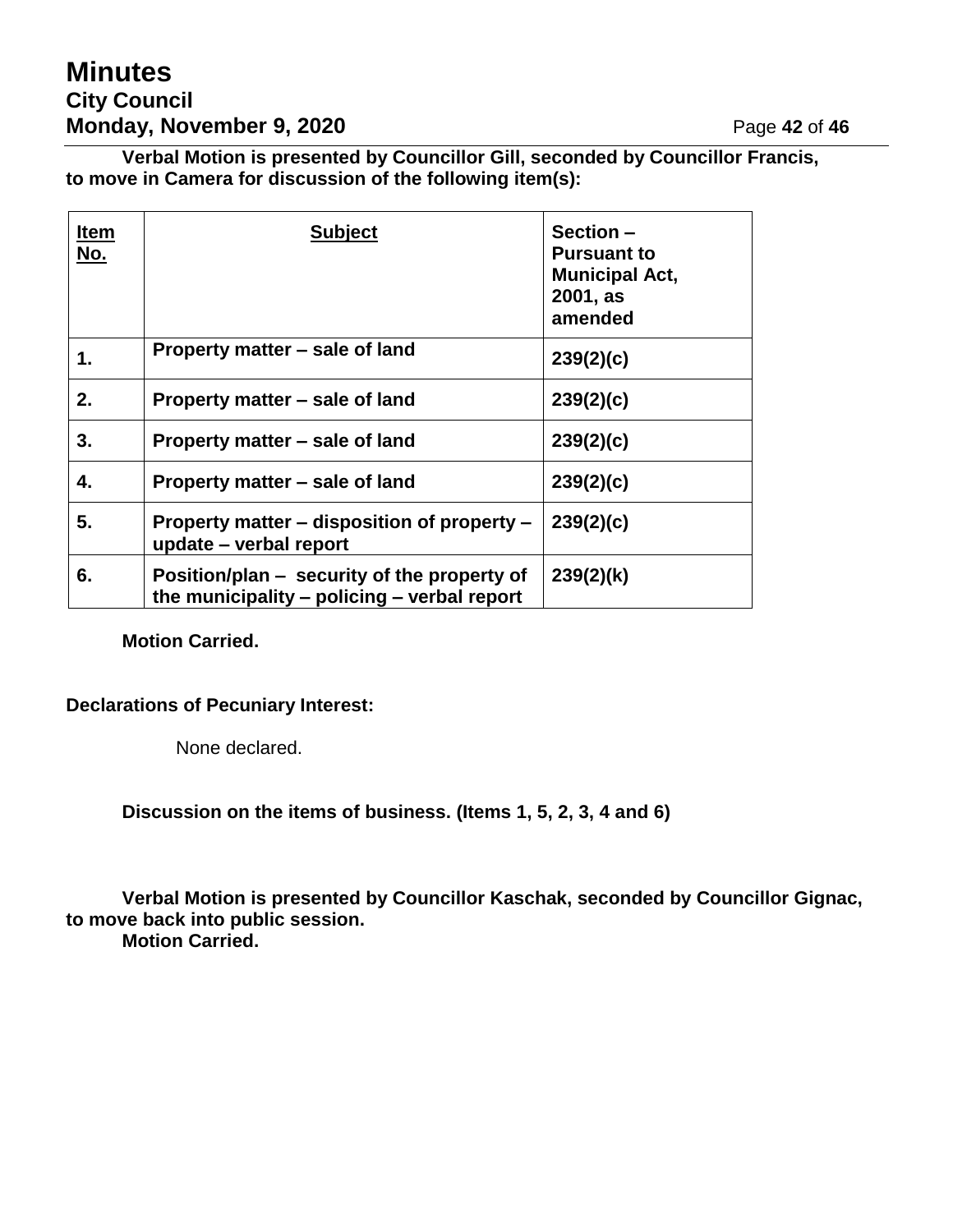**Verbal Motion is presented by Councillor Gill, seconded by Councillor Francis, to move in Camera for discussion of the following item(s):**

| Item No. | Subject | Section – Pursuant to Municipal Act, 2001, as amended |
|---|---|---|
| 1. | Property matter – sale of land | 239(2)(c) |
| 2. | Property matter – sale of land | 239(2)(c) |
| 3. | Property matter – sale of land | 239(2)(c) |
| 4. | Property matter – sale of land | 239(2)(c) |
| 5. | Property matter – disposition of property – update – verbal report | 239(2)(c) |
| 6. | Position/plan – security of the property of the municipality – policing – verbal report | 239(2)(k) |

**Motion Carried.**

**Declarations of Pecuniary Interest:**

None declared.

**Discussion on the items of business. (Items 1, 5, 2, 3, 4 and 6)**

**Verbal Motion is presented by Councillor Kaschak, seconded by Councillor Gignac, to move back into public session.**

**Motion Carried.**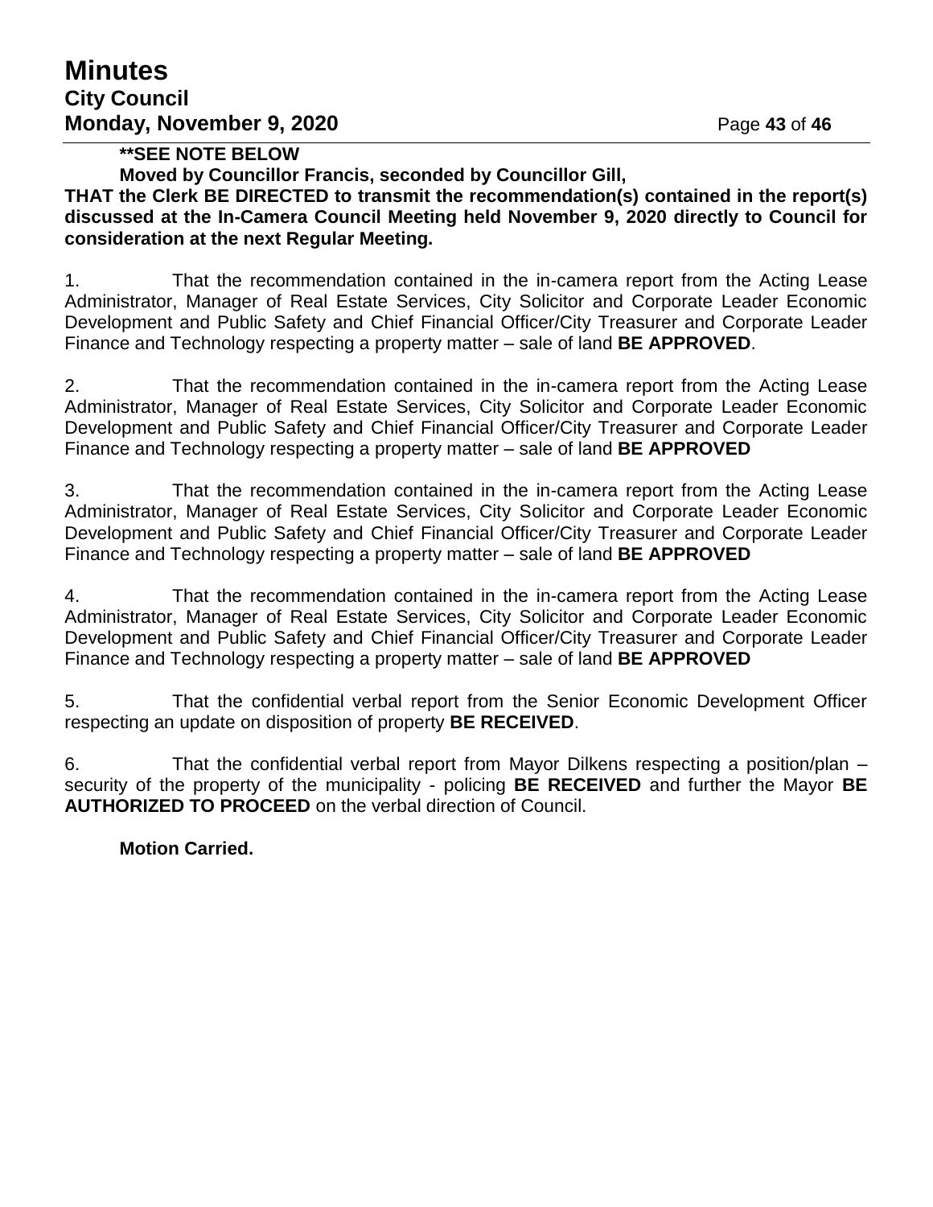**\*\*SEE NOTE BELOW**

**Moved by Councillor Francis, seconded by Councillor Gill,**

**THAT the Clerk BE DIRECTED to transmit the recommendation(s) contained in the report(s) discussed at the In-Camera Council Meeting held November 9, 2020 directly to Council for consideration at the next Regular Meeting.**

1. That the recommendation contained in the in-camera report from the Acting Lease Administrator, Manager of Real Estate Services, City Solicitor and Corporate Leader Economic Development and Public Safety and Chief Financial Officer/City Treasurer and Corporate Leader Finance and Technology respecting a property matter – sale of land **BE APPROVED**.

2. That the recommendation contained in the in-camera report from the Acting Lease Administrator, Manager of Real Estate Services, City Solicitor and Corporate Leader Economic Development and Public Safety and Chief Financial Officer/City Treasurer and Corporate Leader Finance and Technology respecting a property matter – sale of land **BE APPROVED**

3. That the recommendation contained in the in-camera report from the Acting Lease Administrator, Manager of Real Estate Services, City Solicitor and Corporate Leader Economic Development and Public Safety and Chief Financial Officer/City Treasurer and Corporate Leader Finance and Technology respecting a property matter – sale of land **BE APPROVED**

4. That the recommendation contained in the in-camera report from the Acting Lease Administrator, Manager of Real Estate Services, City Solicitor and Corporate Leader Economic Development and Public Safety and Chief Financial Officer/City Treasurer and Corporate Leader Finance and Technology respecting a property matter – sale of land **BE APPROVED**

5. That the confidential verbal report from the Senior Economic Development Officer respecting an update on disposition of property **BE RECEIVED**.

6. That the confidential verbal report from Mayor Dilkens respecting a position/plan – security of the property of the municipality - policing **BE RECEIVED** and further the Mayor **BE AUTHORIZED TO PROCEED** on the verbal direction of Council.

**Motion Carried.**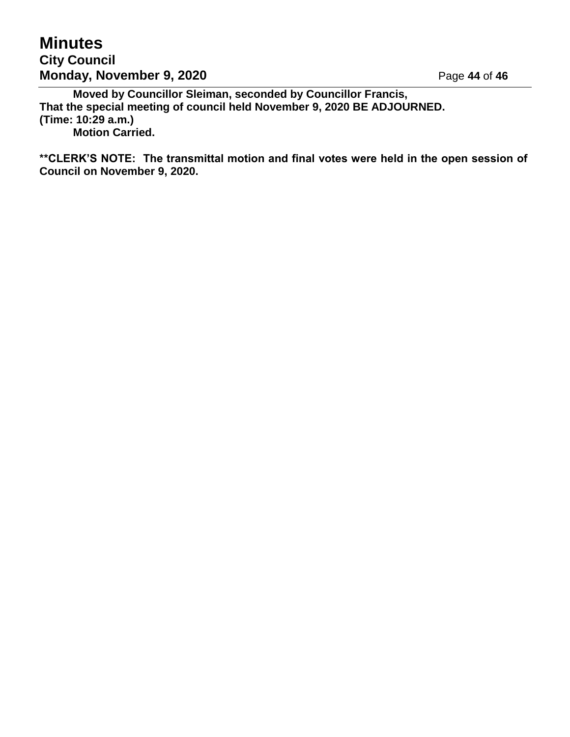**Moved by Councillor Sleiman, seconded by Councillor Francis,**
**That the special meeting of council held November 9, 2020 BE ADJOURNED.**
**(Time: 10:29 a.m.)**
**Motion Carried.**

**\*\*CLERK'S NOTE: The transmittal motion and final votes were held in the open session of Council on November 9, 2020.**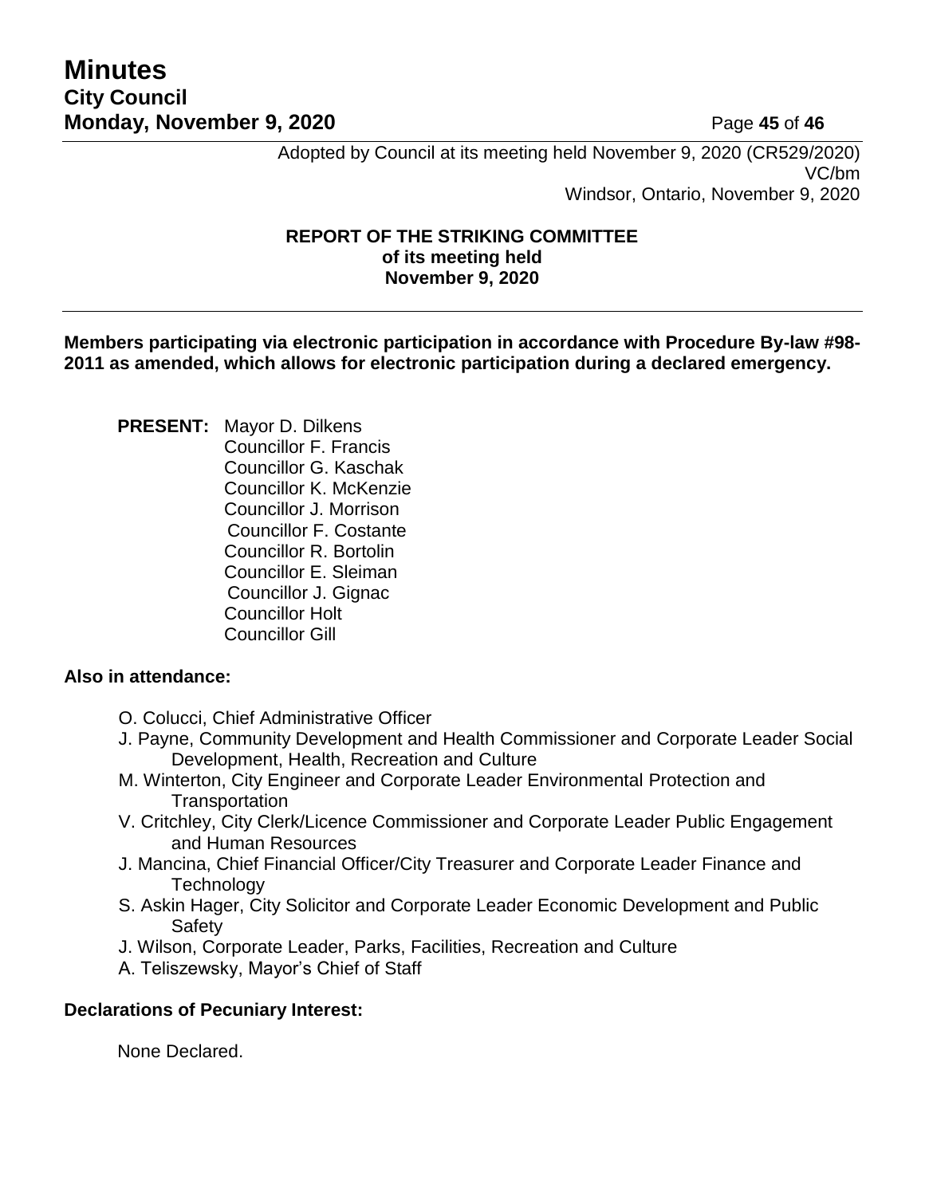Adopted by Council at its meeting held November 9, 2020 (CR529/2020)
VC/bm
Windsor, Ontario, November 9, 2020

**REPORT OF THE STRIKING COMMITTEE**
**of its meeting held**
**November 9, 2020**

---

**Members participating via electronic participation in accordance with Procedure By-law #98-2011 as amended, which allows for electronic participation during a declared emergency.**

**PRESENT:** Mayor D. Dilkens
Councillor F. Francis
Councillor G. Kaschak
Councillor K. McKenzie
Councillor J. Morrison
Councillor F. Costante
Councillor R. Bortolin
Councillor E. Sleiman
Councillor J. Gignac
Councillor Holt
Councillor Gill

**Also in attendance:**

- O. Colucci, Chief Administrative Officer
- J. Payne, Community Development and Health Commissioner and Corporate Leader Social Development, Health, Recreation and Culture
- M. Winterton, City Engineer and Corporate Leader Environmental Protection and Transportation
- V. Critchley, City Clerk/Licence Commissioner and Corporate Leader Public Engagement and Human Resources
- J. Mancina, Chief Financial Officer/City Treasurer and Corporate Leader Finance and Technology
- S. Askin Hager, City Solicitor and Corporate Leader Economic Development and Public Safety
- J. Wilson, Corporate Leader, Parks, Facilities, Recreation and Culture
- A. Teliszewsky, Mayor's Chief of Staff

**Declarations of Pecuniary Interest:**

None Declared.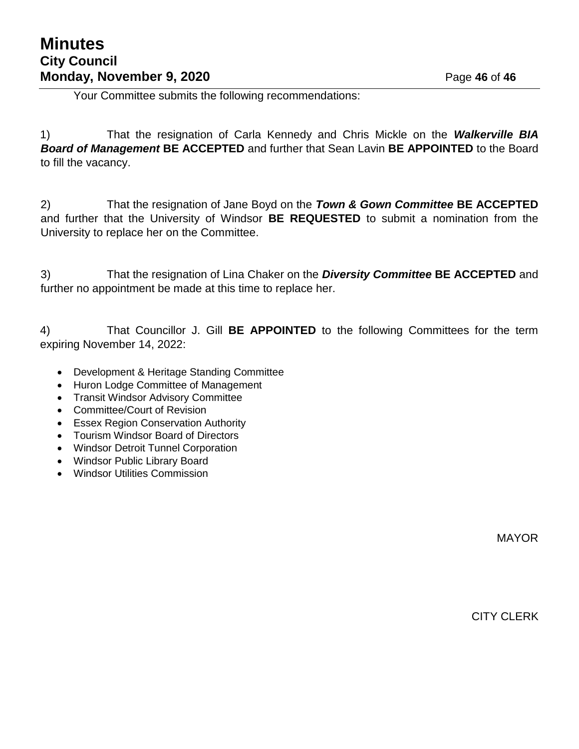Your Committee submits the following recommendations:

1) That the resignation of Carla Kennedy and Chris Mickle on the ***Walkerville BIA Board of Management*** **BE ACCEPTED** and further that Sean Lavin **BE APPOINTED** to the Board to fill the vacancy.

2) That the resignation of Jane Boyd on the ***Town & Gown Committee*** **BE ACCEPTED** and further that the University of Windsor **BE REQUESTED** to submit a nomination from the University to replace her on the Committee.

3) That the resignation of Lina Chaker on the ***Diversity Committee*** **BE ACCEPTED** and further no appointment be made at this time to replace her.

4) That Councillor J. Gill **BE APPOINTED** to the following Committees for the term expiring November 14, 2022:

- Development & Heritage Standing Committee
- Huron Lodge Committee of Management
- Transit Windsor Advisory Committee
- Committee/Court of Revision
- Essex Region Conservation Authority
- Tourism Windsor Board of Directors
- Windsor Detroit Tunnel Corporation
- Windsor Public Library Board
- Windsor Utilities Commission

MAYOR

CITY CLERK